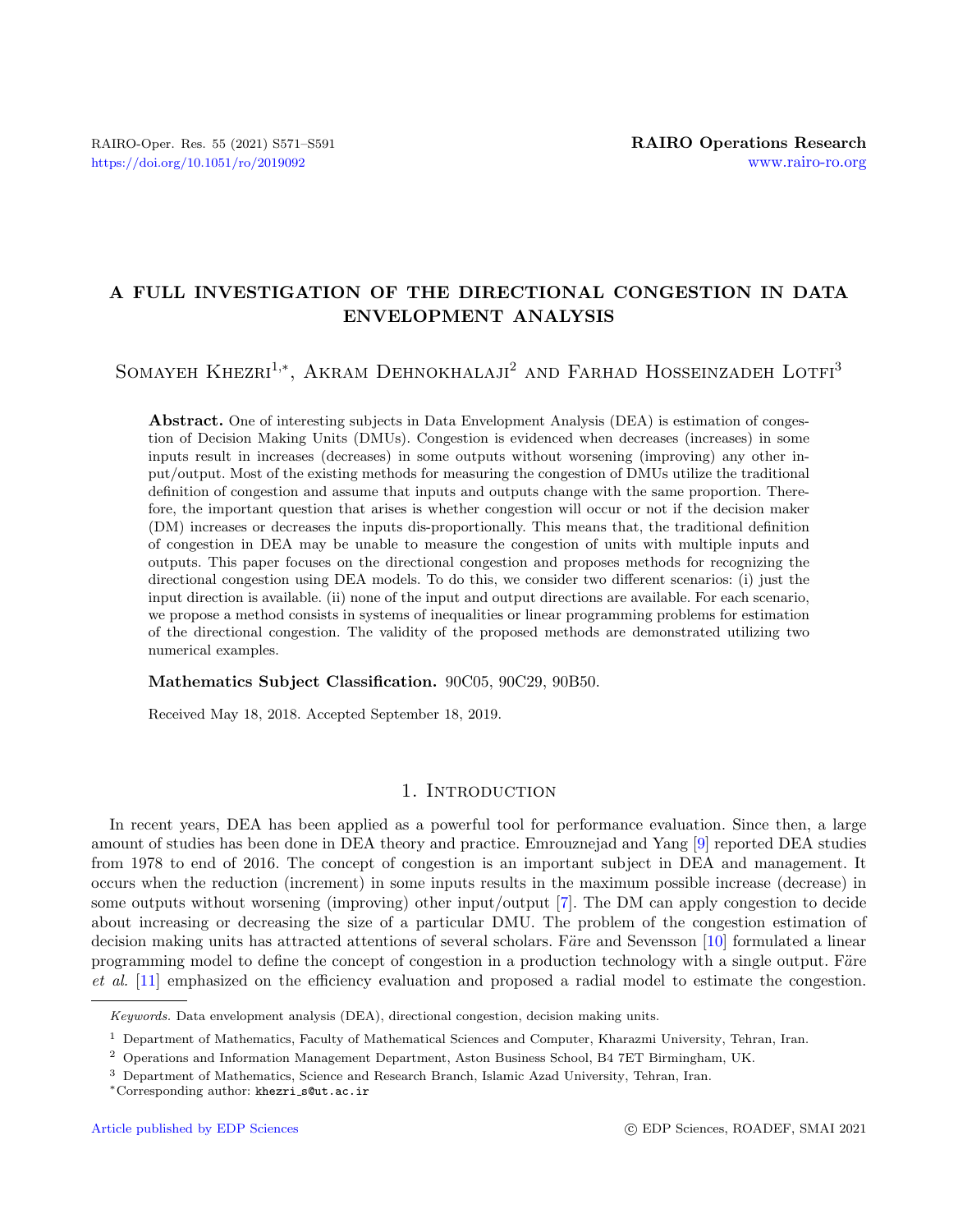# A FULL INVESTIGATION OF THE DIRECTIONAL CONGESTION IN DATA ENVELOPMENT ANALYSIS

Somayeh Khezri[1,*], Akram Dehnokhalaji[2] and Farhad Hosseinzadeh Lotfi[3]

**Abstract.** One of interesting subjects in Data Envelopment Analysis (DEA) is estimation of congestion of Decision Making Units (DMUs). Congestion is evidenced when decreases (increases) in some inputs result in increases (decreases) in some outputs without worsening (improving) any other input/output. Most of the existing methods for measuring the congestion of DMUs utilize the traditional definition of congestion and assume that inputs and outputs change with the same proportion. Therefore, the important question that arises is whether congestion will occur or not if the decision maker (DM) increases or decreases the inputs dis-proportionally. This means that, the traditional definition of congestion in DEA may be unable to measure the congestion of units with multiple inputs and outputs. This paper focuses on the directional congestion and proposes methods for recognizing the directional congestion using DEA models. To do this, we consider two different scenarios: (i) just the input direction is available. (ii) none of the input and output directions are available. For each scenario, we propose a method consists in systems of inequalities or linear programming problems for estimation of the directional congestion. The validity of the proposed methods are demonstrated utilizing two numerical examples.

**Mathematics Subject Classification.** 90C05, 90C29, 90B50.

Received May 18, 2018. Accepted September 18, 2019.

## 1. Introduction

In recent years, DEA has been applied as a powerful tool for performance evaluation. Since then, a large amount of studies has been done in DEA theory and practice. Emrouznejad and Yang [9] reported DEA studies from 1978 to end of 2016. The concept of congestion is an important subject in DEA and management. It occurs when the reduction (increment) in some inputs results in the maximum possible increase (decrease) in some outputs without worsening (improving) other input/output [7]. The DM can apply congestion to decide about increasing or decreasing the size of a particular DMU. The problem of the congestion estimation of decision making units has attracted attentions of several scholars. Färe and Sevensson [10] formulated a linear programming model to define the concept of congestion in a production technology with a single output. Färe *et al.* [11] emphasized on the efficiency evaluation and proposed a radial model to estimate the congestion.

*Keywords.* Data envelopment analysis (DEA), directional congestion, decision making units.

[1] Department of Mathematics, Faculty of Mathematical Sciences and Computer, Kharazmi University, Tehran, Iran.

[2] Operations and Information Management Department, Aston Business School, B4 7ET Birmingham, UK.

[3] Department of Mathematics, Science and Research Branch, Islamic Azad University, Tehran, Iran.

*Corresponding author: khezri_s@ut.ac.ir

Article published by EDP Sciences © EDP Sciences, ROADEF, SMAI 2021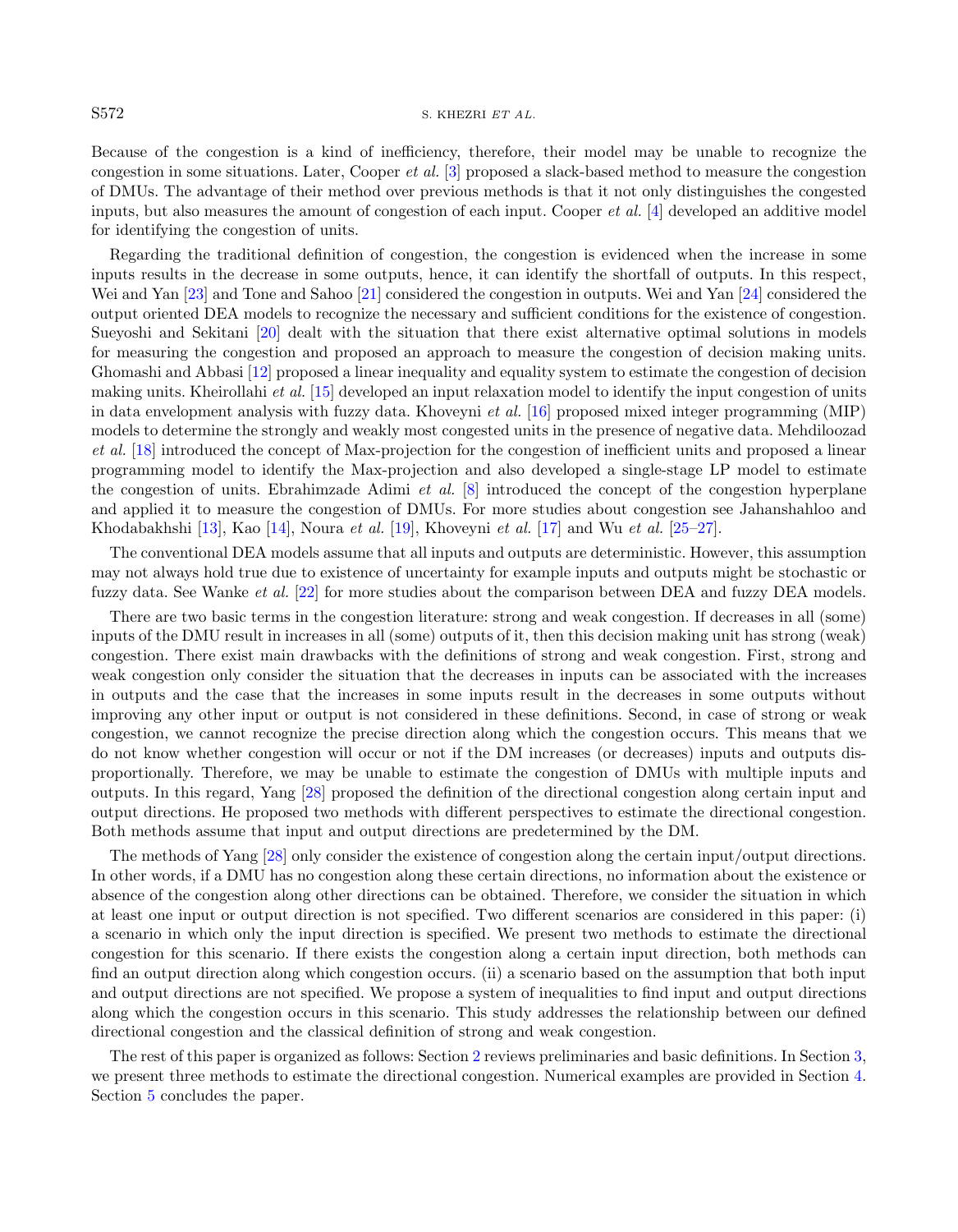Because of the congestion is a kind of inefficiency, therefore, their model may be unable to recognize the congestion in some situations. Later, Cooper *et al.* [3] proposed a slack-based method to measure the congestion of DMUs. The advantage of their method over previous methods is that it not only distinguishes the congested inputs, but also measures the amount of congestion of each input. Cooper *et al.* [4] developed an additive model for identifying the congestion of units.

Regarding the traditional definition of congestion, the congestion is evidenced when the increase in some inputs results in the decrease in some outputs, hence, it can identify the shortfall of outputs. In this respect, Wei and Yan [23] and Tone and Sahoo [21] considered the congestion in outputs. Wei and Yan [24] considered the output oriented DEA models to recognize the necessary and sufficient conditions for the existence of congestion. Sueyoshi and Sekitani [20] dealt with the situation that there exist alternative optimal solutions in models for measuring the congestion and proposed an approach to measure the congestion of decision making units. Ghomashi and Abbasi [12] proposed a linear inequality and equality system to estimate the congestion of decision making units. Kheirollahi *et al.* [15] developed an input relaxation model to identify the input congestion of units in data envelopment analysis with fuzzy data. Khoveyni *et al.* [16] proposed mixed integer programming (MIP) models to determine the strongly and weakly most congested units in the presence of negative data. Mehdiloozad *et al.* [18] introduced the concept of Max-projection for the congestion of inefficient units and proposed a linear programming model to identify the Max-projection and also developed a single-stage LP model to estimate the congestion of units. Ebrahimzade Adimi *et al.* [8] introduced the concept of the congestion hyperplane and applied it to measure the congestion of DMUs. For more studies about congestion see Jahanshahloo and Khodabakhshi [13], Kao [14], Noura *et al.* [19], Khoveyni *et al.* [17] and Wu *et al.* [25–27].

The conventional DEA models assume that all inputs and outputs are deterministic. However, this assumption may not always hold true due to existence of uncertainty for example inputs and outputs might be stochastic or fuzzy data. See Wanke *et al.* [22] for more studies about the comparison between DEA and fuzzy DEA models.

There are two basic terms in the congestion literature: strong and weak congestion. If decreases in all (some) inputs of the DMU result in increases in all (some) outputs of it, then this decision making unit has strong (weak) congestion. There exist main drawbacks with the definitions of strong and weak congestion. First, strong and weak congestion only consider the situation that the decreases in inputs can be associated with the increases in outputs and the case that the increases in some inputs result in the decreases in some outputs without improving any other input or output is not considered in these definitions. Second, in case of strong or weak congestion, we cannot recognize the precise direction along which the congestion occurs. This means that we do not know whether congestion will occur or not if the DM increases (or decreases) inputs and outputs disproportionally. Therefore, we may be unable to estimate the congestion of DMUs with multiple inputs and outputs. In this regard, Yang [28] proposed the definition of the directional congestion along certain input and output directions. He proposed two methods with different perspectives to estimate the directional congestion. Both methods assume that input and output directions are predetermined by the DM.

The methods of Yang [28] only consider the existence of congestion along the certain input/output directions. In other words, if a DMU has no congestion along these certain directions, no information about the existence or absence of the congestion along other directions can be obtained. Therefore, we consider the situation in which at least one input or output direction is not specified. Two different scenarios are considered in this paper: (i) a scenario in which only the input direction is specified. We present two methods to estimate the directional congestion for this scenario. If there exists the congestion along a certain input direction, both methods can find an output direction along which congestion occurs. (ii) a scenario based on the assumption that both input and output directions are not specified. We propose a system of inequalities to find input and output directions along which the congestion occurs in this scenario. This study addresses the relationship between our defined directional congestion and the classical definition of strong and weak congestion.

The rest of this paper is organized as follows: Section 2 reviews preliminaries and basic definitions. In Section 3, we present three methods to estimate the directional congestion. Numerical examples are provided in Section 4. Section 5 concludes the paper.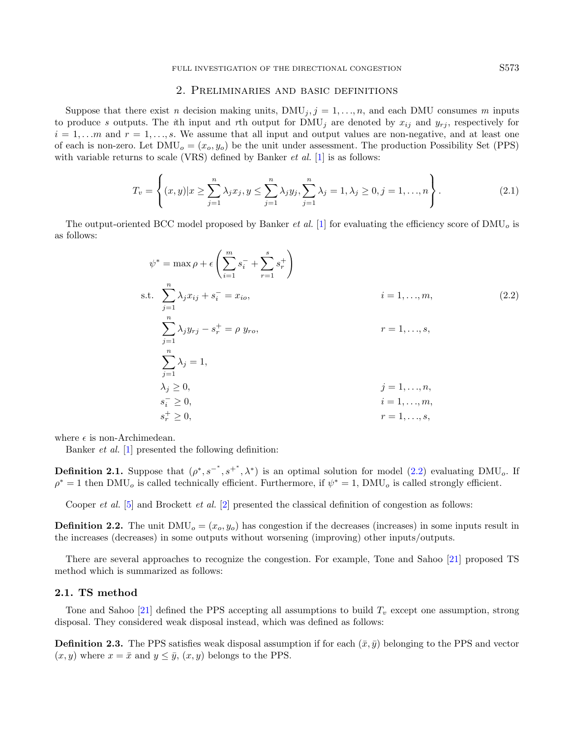## 2. Preliminaries and basic definitions

Suppose that there exist $n$ decision making units, $\text{DMU}_j, j = 1, \ldots, n$, and each DMU consumes $m$ inputs to produce $s$ outputs. The $i$th input and $r$th output for $\text{DMU}_j$ are denoted by $x_{ij}$ and $y_{rj}$, respectively for $i = 1, \ldots m$ and $r = 1, \ldots, s$. We assume that all input and output values are non-negative, and at least one of each is non-zero. Let $\text{DMU}_o = (x_o, y_o)$ be the unit under assessment. The production Possibility Set (PPS) with variable returns to scale (VRS) defined by Banker *et al.* [1] is as follows:

$$T_v = \left\{ (x, y) | x \geq \sum_{j=1}^{n} \lambda_j x_j, y \leq \sum_{j=1}^{n} \lambda_j y_j, \sum_{j=1}^{n} \lambda_j = 1, \lambda_j \geq 0, j = 1, \ldots, n \right\}. \tag{2.1}$$

The output-oriented BCC model proposed by Banker *et al.* [1] for evaluating the efficiency score of $\text{DMU}_o$ is as follows:

$$\begin{aligned}
\psi^* = \max \rho + \epsilon \left( \sum_{i=1}^{m} s_i^- + \sum_{r=1}^{s} s_r^+ \right) & \\
\text{s.t.} \quad \sum_{j=1}^{n} \lambda_j x_{ij} + s_i^- = x_{io}, & \qquad i = 1, \ldots, m, \\
\sum_{j=1}^{n} \lambda_j y_{rj} - s_r^+ = \rho \, y_{ro}, & \qquad r = 1, \ldots, s, \\
\sum_{j=1}^{n} \lambda_j = 1, & \\
\lambda_j \geq 0, & \qquad j = 1, \ldots, n, \\
s_i^- \geq 0, & \qquad i = 1, \ldots, m, \\
s_r^+ \geq 0, & \qquad r = 1, \ldots, s,
\end{aligned} \tag{2.2}$$

where $\epsilon$ is non-Archimedean.

Banker *et al.* [1] presented the following definition:

**Definition 2.1.** Suppose that $(\rho^*, s^{-^*}, s^{+^*}, \lambda^*)$ is an optimal solution for model (2.2) evaluating $\text{DMU}_o$. If $\rho^* = 1$ then $\text{DMU}_o$ is called technically efficient. Furthermore, if $\psi^* = 1$, $\text{DMU}_o$ is called strongly efficient.

Cooper *et al.* [5] and Brockett *et al.* [2] presented the classical definition of congestion as follows:

**Definition 2.2.** The unit $\text{DMU}_o = (x_o, y_o)$ has congestion if the decreases (increases) in some inputs result in the increases (decreases) in some outputs without worsening (improving) other inputs/outputs.

There are several approaches to recognize the congestion. For example, Tone and Sahoo [21] proposed TS method which is summarized as follows:

### 2.1. TS method

Tone and Sahoo [21] defined the PPS accepting all assumptions to build $T_v$ except one assumption, strong disposal. They considered weak disposal instead, which was defined as follows:

**Definition 2.3.** The PPS satisfies weak disposal assumption if for each $(\bar{x}, \bar{y})$ belonging to the PPS and vector $(x, y)$ where $x = \bar{x}$ and $y \leq \bar{y}$, $(x, y)$ belongs to the PPS.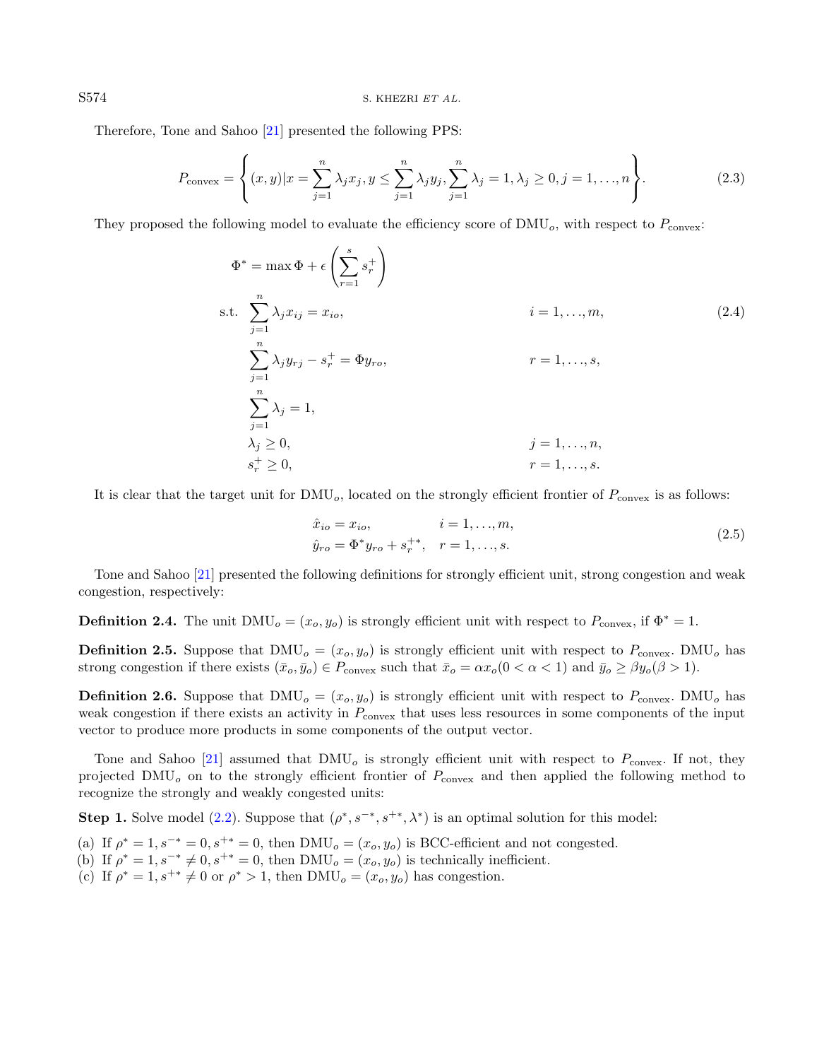Therefore, Tone and Sahoo [21] presented the following PPS:

$$
P_{\text{convex}} = \left\{ (x, y) | x = \sum_{j=1}^{n} \lambda_j x_j, y \le \sum_{j=1}^{n} \lambda_j y_j, \sum_{j=1}^{n} \lambda_j = 1, \lambda_j \ge 0, j = 1, \ldots, n \right\}. \tag{2.3}
$$

They proposed the following model to evaluate the efficiency score of $\text{DMU}_o$, with respect to $P_{\text{convex}}$:

$$
\begin{aligned}
\Phi^* = \max \ & \Phi + \epsilon \left( \sum_{r=1}^{s} s_r^+ \right) \\
\text{s.t.} \ & \sum_{j=1}^{n} \lambda_j x_{ij} = x_{io}, && i = 1, \ldots, m, \\
& \sum_{j=1}^{n} \lambda_j y_{rj} - s_r^+ = \Phi y_{ro}, && r = 1, \ldots, s, \\
& \sum_{j=1}^{n} \lambda_j = 1, \\
& \lambda_j \ge 0, && j = 1, \ldots, n, \\
& s_r^+ \ge 0, && r = 1, \ldots, s.
\end{aligned} \tag{2.4}
$$

It is clear that the target unit for $\text{DMU}_o$, located on the strongly efficient frontier of $P_{\text{convex}}$ is as follows:

$$
\begin{aligned}
\hat{x}_{io} &= x_{io}, && i = 1, \ldots, m, \\
\hat{y}_{ro} &= \Phi^* y_{ro} + s_r^{+*}, && r = 1, \ldots, s.
\end{aligned} \tag{2.5}
$$

Tone and Sahoo [21] presented the following definitions for strongly efficient unit, strong congestion and weak congestion, respectively:

**Definition 2.4.** The unit $\text{DMU}_o = (x_o, y_o)$ is strongly efficient unit with respect to $P_{\text{convex}}$, if $\Phi^* = 1$.

**Definition 2.5.** Suppose that $\text{DMU}_o = (x_o, y_o)$ is strongly efficient unit with respect to $P_{\text{convex}}$. $\text{DMU}_o$ has strong congestion if there exists $(\bar{x}_o, \bar{y}_o) \in P_{\text{convex}}$ such that $\bar{x}_o = \alpha x_o (0 < \alpha < 1)$ and $\bar{y}_o \ge \beta y_o (\beta > 1)$.

**Definition 2.6.** Suppose that $\text{DMU}_o = (x_o, y_o)$ is strongly efficient unit with respect to $P_{\text{convex}}$. $\text{DMU}_o$ has weak congestion if there exists an activity in $P_{\text{convex}}$ that uses less resources in some components of the input vector to produce more products in some components of the output vector.

Tone and Sahoo [21] assumed that $\text{DMU}_o$ is strongly efficient unit with respect to $P_{\text{convex}}$. If not, they projected $\text{DMU}_o$ on to the strongly efficient frontier of $P_{\text{convex}}$ and then applied the following method to recognize the strongly and weakly congested units:

**Step 1.** Solve model (2.2). Suppose that $(\rho^*, s^{-*}, s^{+*}, \lambda^*)$ is an optimal solution for this model:

(a) If $\rho^* = 1, s^{-*} = 0, s^{+*} = 0$, then $\text{DMU}_o = (x_o, y_o)$ is BCC-efficient and not congested.
(b) If $\rho^* = 1, s^{-*} \ne 0, s^{+*} = 0$, then $\text{DMU}_o = (x_o, y_o)$ is technically inefficient.
(c) If $\rho^* = 1, s^{+*} \ne 0$ or $\rho^* > 1$, then $\text{DMU}_o = (x_o, y_o)$ has congestion.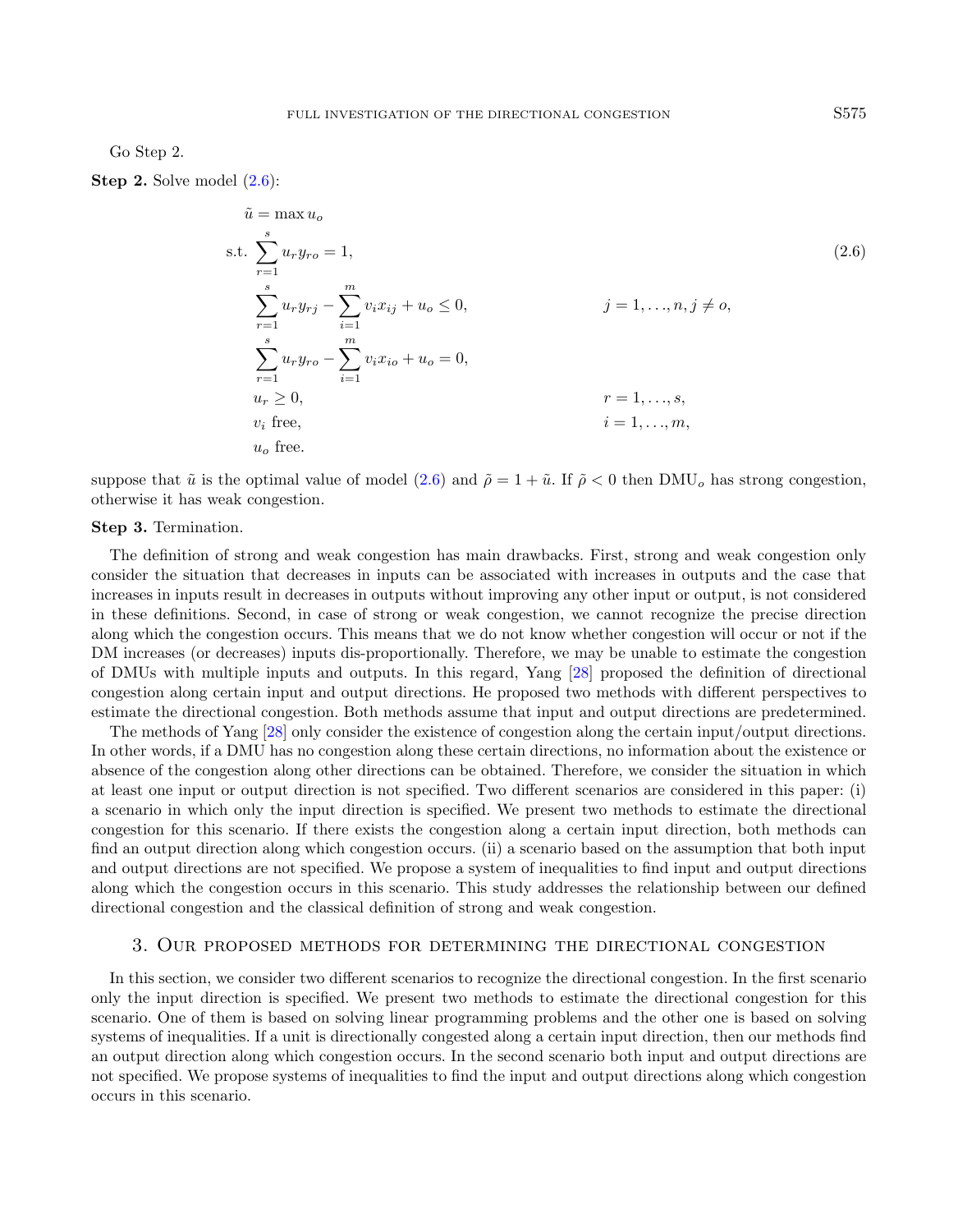Go Step 2.

**Step 2.** Solve model (2.6):

$$
\begin{aligned}
\tilde{u} &= \max u_o \\
\text{s.t.} & \sum_{r=1}^{s} u_r y_{ro} = 1, \\
& \sum_{r=1}^{s} u_r y_{rj} - \sum_{i=1}^{m} v_i x_{ij} + u_o \leq 0, && j = 1, \ldots, n, j \neq o, \\
& \sum_{r=1}^{s} u_r y_{ro} - \sum_{i=1}^{m} v_i x_{io} + u_o = 0, \\
& u_r \geq 0, && r = 1, \ldots, s, \\
& v_i \text{ free}, && i = 1, \ldots, m, \\
& u_o \text{ free}.
\end{aligned}
\tag{2.6}
$$

suppose that $\tilde{u}$ is the optimal value of model (2.6) and $\tilde{\rho} = 1 + \tilde{u}$. If $\tilde{\rho} < 0$ then $\text{DMU}_o$ has strong congestion, otherwise it has weak congestion.

**Step 3.** Termination.

The definition of strong and weak congestion has main drawbacks. First, strong and weak congestion only consider the situation that decreases in inputs can be associated with increases in outputs and the case that increases in inputs result in decreases in outputs without improving any other input or output, is not considered in these definitions. Second, in case of strong or weak congestion, we cannot recognize the precise direction along which the congestion occurs. This means that we do not know whether congestion will occur or not if the DM increases (or decreases) inputs dis-proportionally. Therefore, we may be unable to estimate the congestion of DMUs with multiple inputs and outputs. In this regard, Yang [28] proposed the definition of directional congestion along certain input and output directions. He proposed two methods with different perspectives to estimate the directional congestion. Both methods assume that input and output directions are predetermined.

The methods of Yang [28] only consider the existence of congestion along the certain input/output directions. In other words, if a DMU has no congestion along these certain directions, no information about the existence or absence of the congestion along other directions can be obtained. Therefore, we consider the situation in which at least one input or output direction is not specified. Two different scenarios are considered in this paper: (i) a scenario in which only the input direction is specified. We present two methods to estimate the directional congestion for this scenario. If there exists the congestion along a certain input direction, both methods can find an output direction along which congestion occurs. (ii) a scenario based on the assumption that both input and output directions are not specified. We propose a system of inequalities to find input and output directions along which the congestion occurs in this scenario. This study addresses the relationship between our defined directional congestion and the classical definition of strong and weak congestion.

## 3. Our proposed methods for determining the directional congestion

In this section, we consider two different scenarios to recognize the directional congestion. In the first scenario only the input direction is specified. We present two methods to estimate the directional congestion for this scenario. One of them is based on solving linear programming problems and the other one is based on solving systems of inequalities. If a unit is directionally congested along a certain input direction, then our methods find an output direction along which congestion occurs. In the second scenario both input and output directions are not specified. We propose systems of inequalities to find the input and output directions along which congestion occurs in this scenario.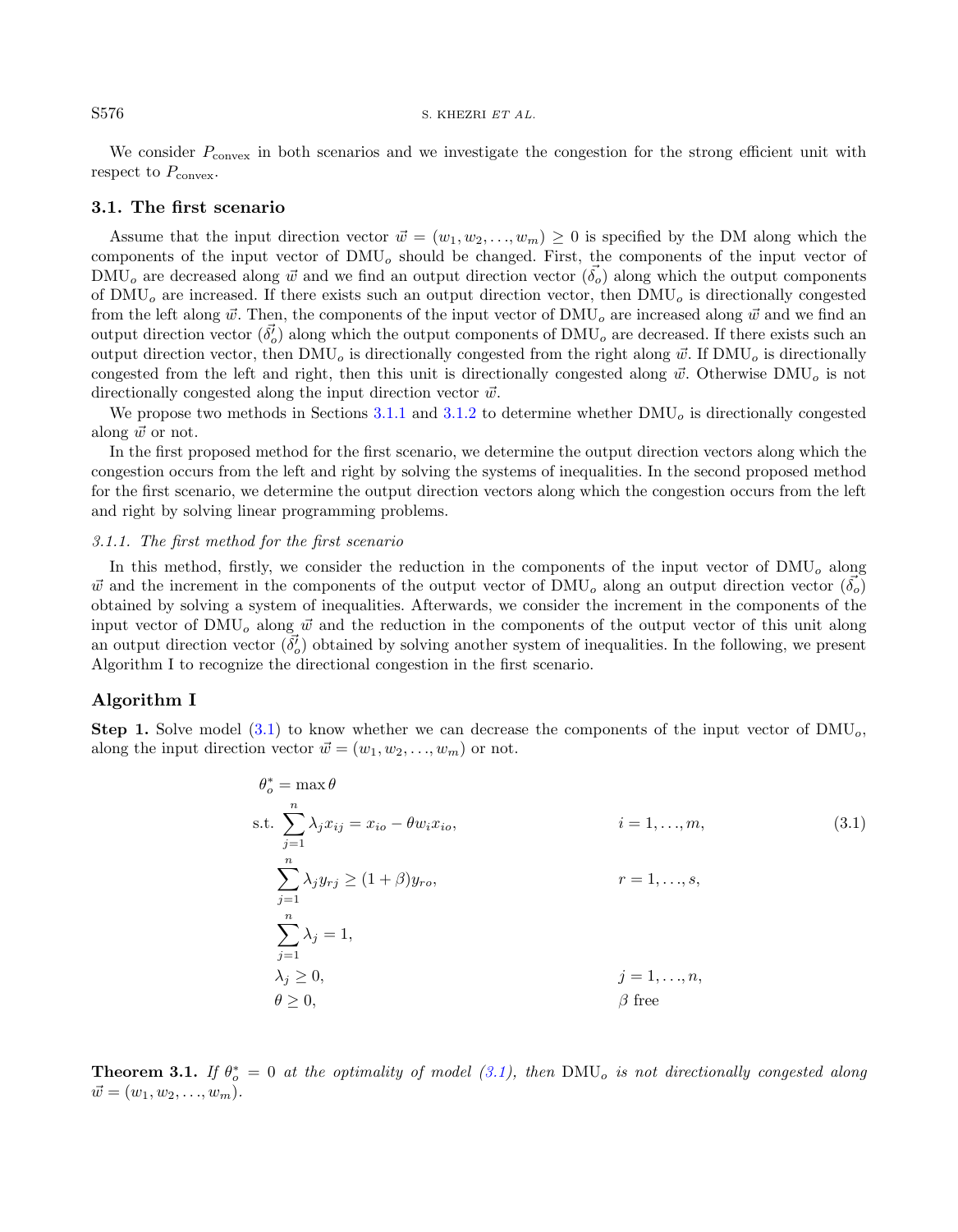We consider $P_{\text{convex}}$ in both scenarios and we investigate the congestion for the strong efficient unit with respect to $P_{\text{convex}}$.

## 3.1. The first scenario

Assume that the input direction vector $\vec{w} = (w_1, w_2, \ldots, w_m) \geq 0$ is specified by the DM along which the components of the input vector of $\text{DMU}_o$ should be changed. First, the components of the input vector of $\text{DMU}_o$ are decreased along $\vec{w}$ and we find an output direction vector $(\vec{\delta_o})$ along which the output components of $\text{DMU}_o$ are increased. If there exists such an output direction vector, then $\text{DMU}_o$ is directionally congested from the left along $\vec{w}$. Then, the components of the input vector of $\text{DMU}_o$ are increased along $\vec{w}$ and we find an output direction vector $(\vec{\delta_o'})$ along which the output components of $\text{DMU}_o$ are decreased. If there exists such an output direction vector, then $\text{DMU}_o$ is directionally congested from the right along $\vec{w}$. If $\text{DMU}_o$ is directionally congested from the left and right, then this unit is directionally congested along $\vec{w}$. Otherwise $\text{DMU}_o$ is not directionally congested along the input direction vector $\vec{w}$.

We propose two methods in Sections 3.1.1 and 3.1.2 to determine whether $\text{DMU}_o$ is directionally congested along $\vec{w}$ or not.

In the first proposed method for the first scenario, we determine the output direction vectors along which the congestion occurs from the left and right by solving the systems of inequalities. In the second proposed method for the first scenario, we determine the output direction vectors along which the congestion occurs from the left and right by solving linear programming problems.

### 3.1.1. The first method for the first scenario

In this method, firstly, we consider the reduction in the components of the input vector of $\text{DMU}_o$ along $\vec{w}$ and the increment in the components of the output vector of $\text{DMU}_o$ along an output direction vector $(\vec{\delta_o})$ obtained by solving a system of inequalities. Afterwards, we consider the increment in the components of the input vector of $\text{DMU}_o$ along $\vec{w}$ and the reduction in the components of the output vector of this unit along an output direction vector $(\vec{\delta_o'})$ obtained by solving another system of inequalities. In the following, we present Algorithm I to recognize the directional congestion in the first scenario.

## Algorithm I

**Step 1.** Solve model (3.1) to know whether we can decrease the components of the input vector of $\text{DMU}_o$, along the input direction vector $\vec{w} = (w_1, w_2, \ldots, w_m)$ or not.

$$
\begin{aligned}
\theta_o^* = & \max \theta \\
\text{s.t.} & \sum_{j=1}^{n} \lambda_j x_{ij} = x_{io} - \theta w_i x_{io}, && i = 1, \ldots, m, \\
& \sum_{j=1}^{n} \lambda_j y_{rj} \geq (1+\beta) y_{ro}, && r = 1, \ldots, s, \\
& \sum_{j=1}^{n} \lambda_j = 1, \\
& \lambda_j \geq 0, && j = 1, \ldots, n, \\
& \theta \geq 0, && \beta \text{ free}
\end{aligned}
\tag{3.1}
$$

**Theorem 3.1.** *If $\theta_o^* = 0$ at the optimality of model (3.1), then $\text{DMU}_o$ is not directionally congested along $\vec{w} = (w_1, w_2, \ldots, w_m)$.*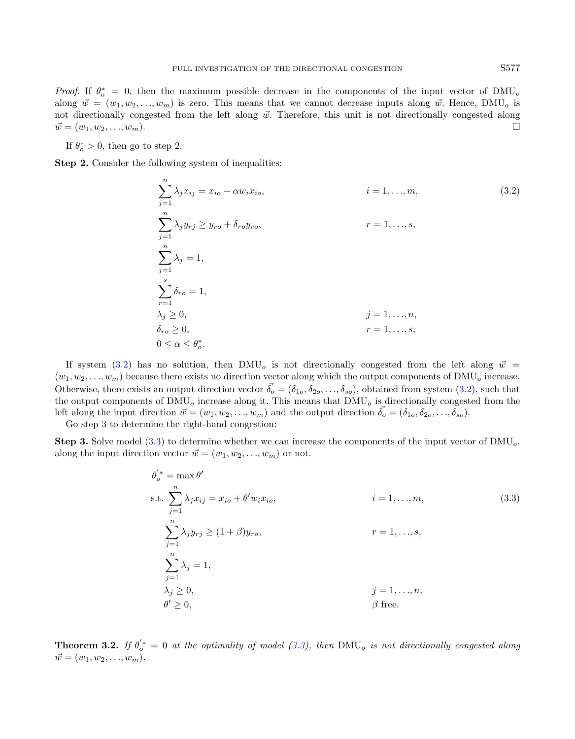*Proof.* If $\theta_o^* = 0$, then the maximum possible decrease in the components of the input vector of $\text{DMU}_o$ along $\vec{w} = (w_1, w_2, \ldots, w_m)$ is zero. This means that we cannot decrease inputs along $\vec{w}$. Hence, $\text{DMU}_o$ is not directionally congested from the left along $\vec{w}$. Therefore, this unit is not directionally congested along $\vec{w} = (w_1, w_2, \ldots, w_m)$. □

If $\theta_o^* > 0$, then go to step 2.

**Step 2.** Consider the following system of inequalities:

$$
\begin{aligned}
&\sum_{j=1}^{n} \lambda_j x_{ij} = x_{io} - \alpha w_i x_{io}, && i = 1, \ldots, m, \\
&\sum_{j=1}^{n} \lambda_j y_{rj} \geq y_{ro} + \delta_{ro} y_{ro}, && r = 1, \ldots, s, \\
&\sum_{j=1}^{n} \lambda_j = 1, && \\
&\sum_{r=1}^{s} \delta_{ro} = 1, && \\
&\lambda_j \geq 0, && j = 1, \ldots, n, \\
&\delta_{ro} \geq 0, && r = 1, \ldots, s, \\
&0 \leq \alpha \leq \theta_o^*. &&
\end{aligned}
\tag{3.2}
$$

If system (3.2) has no solution, then $\text{DMU}_o$ is not directionally congested from the left along $\vec{w} = (w_1, w_2, \ldots, w_m)$ because there exists no direction vector along which the output components of $\text{DMU}_o$ increase. Otherwise, there exists an output direction vector $\vec{\delta_o} = (\delta_{1o}, \delta_{2o}, \ldots, \delta_{so})$, obtained from system (3.2), such that the output components of $\text{DMU}_o$ increase along it. This means that $\text{DMU}_o$ is directionally congested from the left along the input direction $\vec{w} = (w_1, w_2, \ldots, w_m)$ and the output direction $\vec{\delta_o} = (\delta_{1o}, \delta_{2o}, \ldots, \delta_{so})$.

Go step 3 to determine the right-hand congestion:

**Step 3.** Solve model (3.3) to determine whether we can increase the components of the input vector of $\text{DMU}_o$, along the input direction vector $\vec{w} = (w_1, w_2, \ldots, w_m)$ or not.

$$
\begin{aligned}
\theta_o^{'*} = {} & \max \theta' \\
\text{s.t.} \ & \sum_{j=1}^{n} \lambda_j x_{ij} = x_{io} + \theta' w_i x_{io}, && i = 1, \ldots, m, \\
& \sum_{j=1}^{n} \lambda_j y_{rj} \geq (1 + \beta) y_{ro}, && r = 1, \ldots, s, \\
& \sum_{j=1}^{n} \lambda_j = 1, && \\
& \lambda_j \geq 0, && j = 1, \ldots, n, \\
& \theta' \geq 0, && \beta \text{ free.}
\end{aligned}
\tag{3.3}
$$

**Theorem 3.2.** *If $\theta_o^{'*} = 0$ at the optimality of model (3.3), then $\text{DMU}_o$ is not directionally congested along $\vec{w} = (w_1, w_2, \ldots, w_m)$.*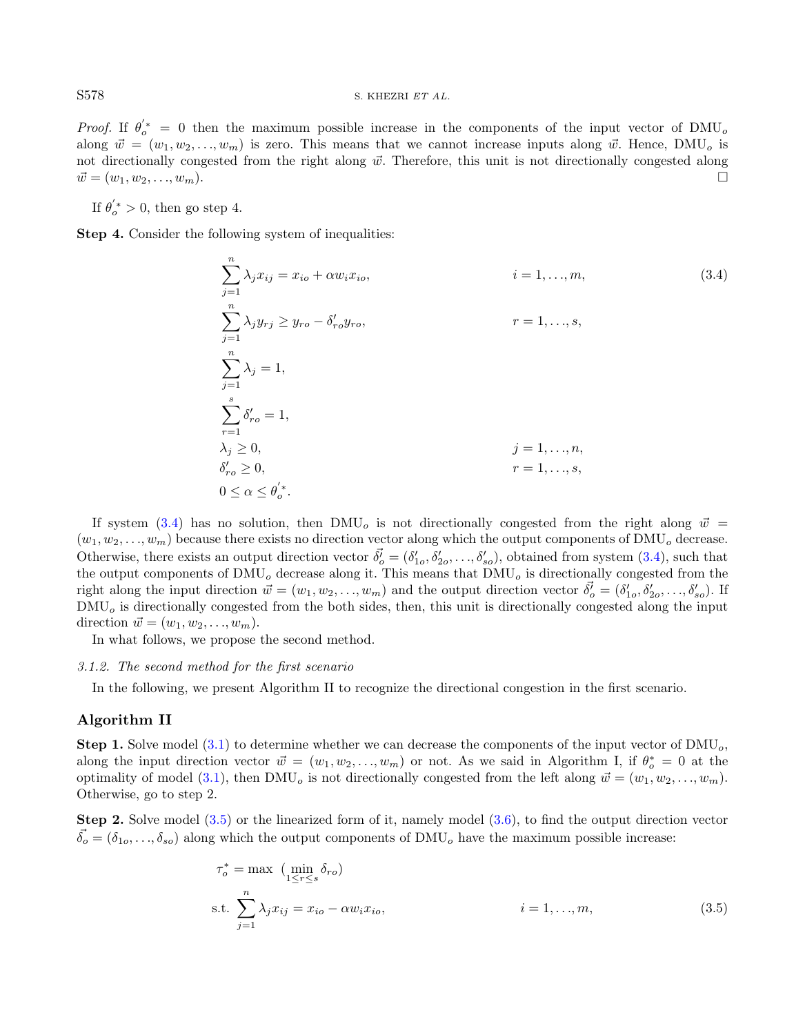*Proof.* If $\theta_o^{'*} = 0$ then the maximum possible increase in the components of the input vector of $\text{DMU}_o$ along $\vec{w} = (w_1, w_2, \ldots, w_m)$ is zero. This means that we cannot increase inputs along $\vec{w}$. Hence, $\text{DMU}_o$ is not directionally congested from the right along $\vec{w}$. Therefore, this unit is not directionally congested along $\vec{w} = (w_1, w_2, \ldots, w_m)$. □

If $\theta_o^{'*} > 0$, then go step 4.

**Step 4.** Consider the following system of inequalities:

$$
\begin{aligned}
&\sum_{j=1}^{n} \lambda_j x_{ij} = x_{io} + \alpha w_i x_{io}, && i = 1, \ldots, m, \\
&\sum_{j=1}^{n} \lambda_j y_{rj} \geq y_{ro} - \delta'_{ro} y_{ro}, && r = 1, \ldots, s, \\
&\sum_{j=1}^{n} \lambda_j = 1, && \\
&\sum_{r=1}^{s} \delta'_{ro} = 1, && \\
&\lambda_j \geq 0, && j = 1, \ldots, n, \\
&\delta'_{ro} \geq 0, && r = 1, \ldots, s, \\
&0 \leq \alpha \leq \theta_o^{'*}.
\end{aligned}
\tag{3.4}
$$

If system (3.4) has no solution, then $\text{DMU}_o$ is not directionally congested from the right along $\vec{w} = (w_1, w_2, \ldots, w_m)$ because there exists no direction vector along which the output components of $\text{DMU}_o$ decrease. Otherwise, there exists an output direction vector $\vec{\delta'_o} = (\delta'_{1o}, \delta'_{2o}, \ldots, \delta'_{so})$, obtained from system (3.4), such that the output components of $\text{DMU}_o$ decrease along it. This means that $\text{DMU}_o$ is directionally congested from the right along the input direction $\vec{w} = (w_1, w_2, \ldots, w_m)$ and the output direction vector $\vec{\delta'_o} = (\delta'_{1o}, \delta'_{2o}, \ldots, \delta'_{so})$. If $\text{DMU}_o$ is directionally congested from the both sides, then, this unit is directionally congested along the input direction $\vec{w} = (w_1, w_2, \ldots, w_m)$.

In what follows, we propose the second method.

*3.1.2. The second method for the first scenario*

In the following, we present Algorithm II to recognize the directional congestion in the first scenario.

## Algorithm II

**Step 1.** Solve model (3.1) to determine whether we can decrease the components of the input vector of $\text{DMU}_o$, along the input direction vector $\vec{w} = (w_1, w_2, \ldots, w_m)$ or not. As we said in Algorithm I, if $\theta_o^* = 0$ at the optimality of model (3.1), then $\text{DMU}_o$ is not directionally congested from the left along $\vec{w} = (w_1, w_2, \ldots, w_m)$. Otherwise, go to step 2.

**Step 2.** Solve model (3.5) or the linearized form of it, namely model (3.6), to find the output direction vector $\vec{\delta_o} = (\delta_{1o}, \ldots, \delta_{so})$ along which the output components of $\text{DMU}_o$ have the maximum possible increase:

$$
\begin{aligned}
\tau_o^* = \max \ &\left(\min_{1 \leq r \leq s} \delta_{ro}\right) \\
\text{s.t.} \ &\sum_{j=1}^{n} \lambda_j x_{ij} = x_{io} - \alpha w_i x_{io}, \qquad i = 1, \ldots, m,
\end{aligned}
\tag{3.5}
$$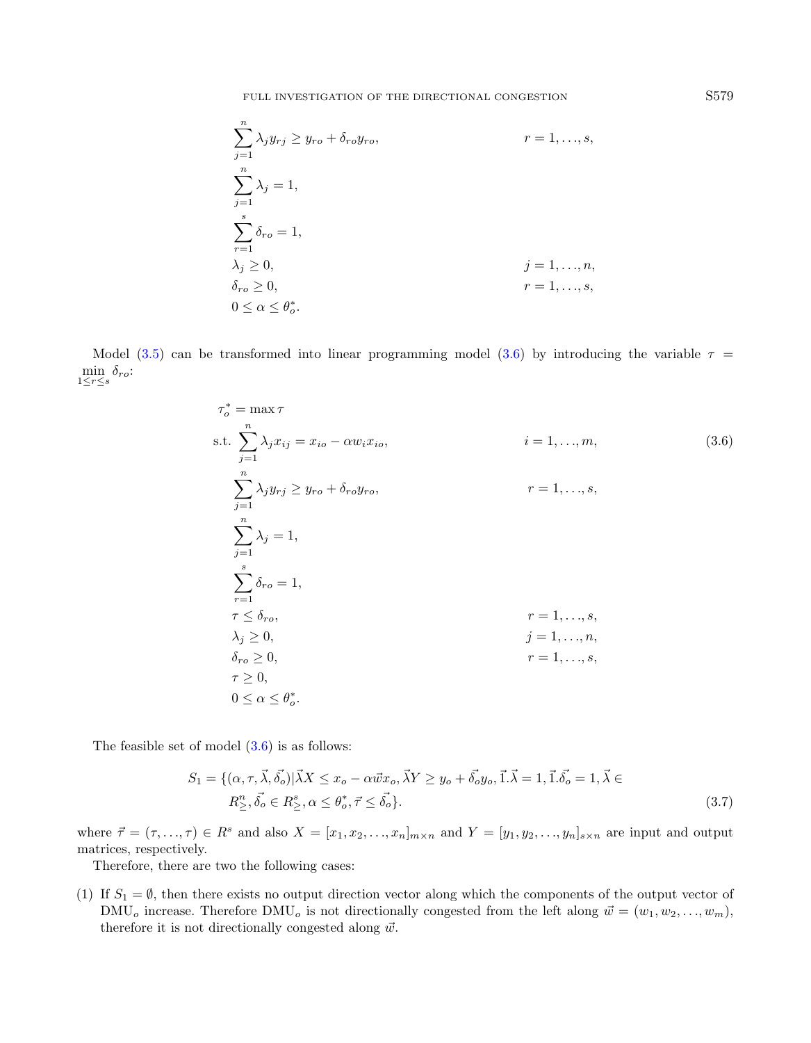$$
\begin{aligned}
&\sum_{j=1}^{n} \lambda_j y_{rj} \geq y_{ro} + \delta_{ro} y_{ro}, && r = 1, \ldots, s,\\
&\sum_{j=1}^{n} \lambda_j = 1, &&\\
&\sum_{r=1}^{s} \delta_{ro} = 1, &&\\
&\lambda_j \geq 0, && j = 1, \ldots, n,\\
&\delta_{ro} \geq 0, && r = 1, \ldots, s,\\
&0 \leq \alpha \leq \theta_o^*. &&
\end{aligned}
$$

Model (3.5) can be transformed into linear programming model (3.6) by introducing the variable $\tau = \min\limits_{1 \leq r \leq s} \delta_{ro}$:

$$
\begin{aligned}
\tau_o^* = {}& \max \tau &&\\
\text{s.t.}\ & \sum_{j=1}^{n} \lambda_j x_{ij} = x_{io} - \alpha w_i x_{io}, && i = 1, \ldots, m,\\
& \sum_{j=1}^{n} \lambda_j y_{rj} \geq y_{ro} + \delta_{ro} y_{ro}, && r = 1, \ldots, s,\\
& \sum_{j=1}^{n} \lambda_j = 1, &&\\
& \sum_{r=1}^{s} \delta_{ro} = 1, &&\\
& \tau \leq \delta_{ro}, && r = 1, \ldots, s,\\
& \lambda_j \geq 0, && j = 1, \ldots, n,\\
& \delta_{ro} \geq 0, && r = 1, \ldots, s,\\
& \tau \geq 0, &&\\
& 0 \leq \alpha \leq \theta_o^*. &&
\end{aligned}
\tag{3.6}
$$

The feasible set of model (3.6) is as follows:

$$
\begin{aligned}
S_1 = \{&(\alpha, \tau, \vec{\lambda}, \vec{\delta_o}) | \vec{\lambda} X \leq x_o - \alpha \vec{w} x_o, \vec{\lambda} Y \geq y_o + \vec{\delta_o} y_o, \vec{1}.\vec{\lambda} = 1, \vec{1}.\vec{\delta_o} = 1, \vec{\lambda} \in\\
&R^n_{\geq}, \vec{\delta_o} \in R^s_{\geq}, \alpha \leq \theta_o^*, \vec{\tau} \leq \vec{\delta_o}\}.
\end{aligned}
\tag{3.7}
$$

where $\vec{\tau} = (\tau, \ldots, \tau) \in R^s$ and also $X = [x_1, x_2, \ldots, x_n]_{m \times n}$ and $Y = [y_1, y_2, \ldots, y_n]_{s \times n}$ are input and output matrices, respectively.

Therefore, there are two the following cases:

(1) If $S_1 = \emptyset$, then there exists no output direction vector along which the components of the output vector of $\text{DMU}_o$ increase. Therefore $\text{DMU}_o$ is not directionally congested from the left along $\vec{w} = (w_1, w_2, \ldots, w_m)$, therefore it is not directionally congested along $\vec{w}$.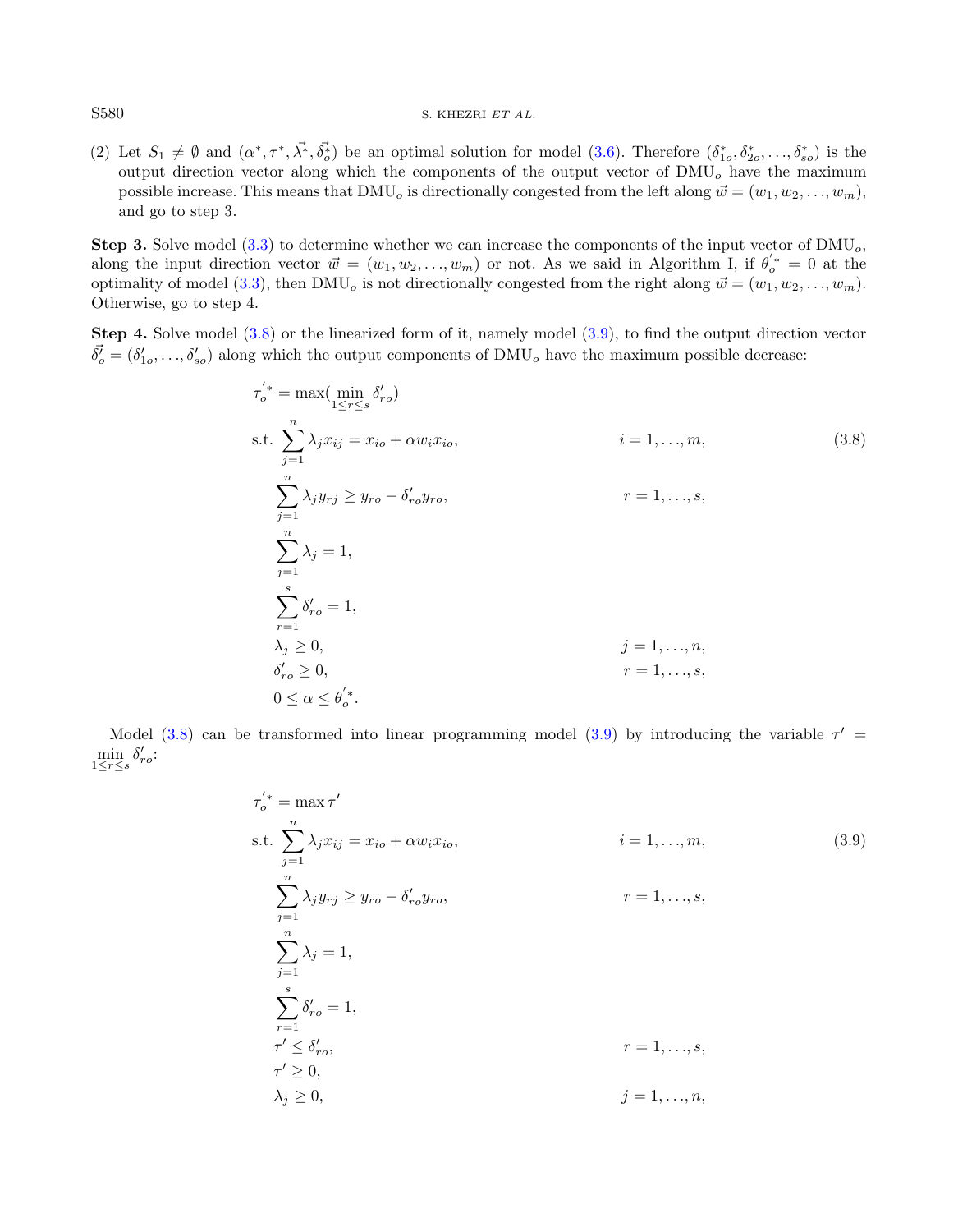(2) Let $S_1 \neq \emptyset$ and $(\alpha^*, \tau^*, \vec{\lambda}^*, \vec{\delta}_o^*)$ be an optimal solution for model (3.6). Therefore $(\delta_{1o}^*, \delta_{2o}^*, \ldots, \delta_{so}^*)$ is the output direction vector along which the components of the output vector of $\text{DMU}_o$ have the maximum possible increase. This means that $\text{DMU}_o$ is directionally congested from the left along $\vec{w} = (w_1, w_2, \ldots, w_m)$, and go to step 3.

**Step 3.** Solve model (3.3) to determine whether we can increase the components of the input vector of $\text{DMU}_o$, along the input direction vector $\vec{w} = (w_1, w_2, \ldots, w_m)$ or not. As we said in Algorithm I, if $\theta_o^{'*} = 0$ at the optimality of model (3.3), then $\text{DMU}_o$ is not directionally congested from the right along $\vec{w} = (w_1, w_2, \ldots, w_m)$. Otherwise, go to step 4.

**Step 4.** Solve model (3.8) or the linearized form of it, namely model (3.9), to find the output direction vector $\vec{\delta}_o' = (\delta_{1o}', \ldots, \delta_{so}')$ along which the output components of $\text{DMU}_o$ have the maximum possible decrease:

$$
\begin{aligned}
\tau_o^{'*} = \max&\left(\min_{1 \le r \le s} \delta_{ro}'\right) \\
\text{s.t.}\ & \sum_{j=1}^{n} \lambda_j x_{ij} = x_{io} + \alpha w_i x_{io}, && i = 1, \ldots, m, \\
& \sum_{j=1}^{n} \lambda_j y_{rj} \ge y_{ro} - \delta_{ro}' y_{ro}, && r = 1, \ldots, s, \\
& \sum_{j=1}^{n} \lambda_j = 1, \\
& \sum_{r=1}^{s} \delta_{ro}' = 1, \\
& \lambda_j \ge 0, && j = 1, \ldots, n, \\
& \delta_{ro}' \ge 0, && r = 1, \ldots, s, \\
& 0 \le \alpha \le \theta_o^{'*}.
\end{aligned}
\tag{3.8}
$$

Model (3.8) can be transformed into linear programming model (3.9) by introducing the variable $\tau' = \min\limits_{1 \le r \le s} \delta_{ro}'$:

$$
\begin{aligned}
\tau_o^{'*} = \max\ & \tau' \\
\text{s.t.}\ & \sum_{j=1}^{n} \lambda_j x_{ij} = x_{io} + \alpha w_i x_{io}, && i = 1, \ldots, m, \\
& \sum_{j=1}^{n} \lambda_j y_{rj} \ge y_{ro} - \delta_{ro}' y_{ro}, && r = 1, \ldots, s, \\
& \sum_{j=1}^{n} \lambda_j = 1, \\
& \sum_{r=1}^{s} \delta_{ro}' = 1, \\
& \tau' \le \delta_{ro}', && r = 1, \ldots, s, \\
& \tau' \ge 0, \\
& \lambda_j \ge 0, && j = 1, \ldots, n,
\end{aligned}
\tag{3.9}
$$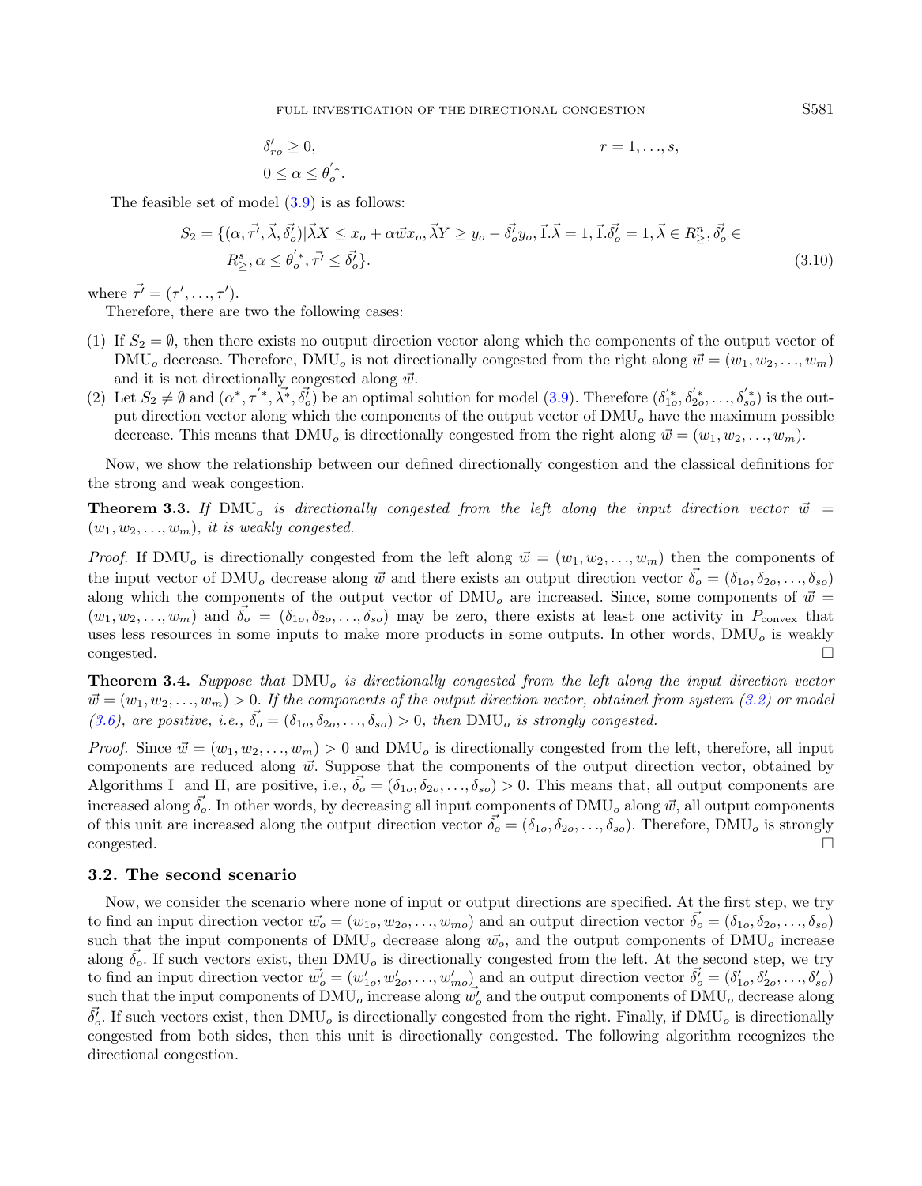$$\delta'_{ro} \geq 0, \qquad\qquad r = 1, \ldots, s,$$

$$0 \leq \alpha \leq \theta_o^{'*}.$$

The feasible set of model (3.9) is as follows:

$$S_2 = \{(\alpha, \vec{\tau'}, \vec{\lambda}, \vec{\delta'_o}) | \vec{\lambda} X \leq x_o + \alpha \vec{w} x_o, \vec{\lambda} Y \geq y_o - \vec{\delta'_o} y_o, \vec{1}.\vec{\lambda} = 1, \vec{1}.\vec{\delta'_o} = 1, \vec{\lambda} \in R^n_{\geq}, \vec{\delta'_o} \in R^s_{\geq}, \alpha \leq \theta_o^{'*}, \vec{\tau'} \leq \vec{\delta'_o}\}. \tag{3.10}$$

where $\vec{\tau'} = (\tau', \ldots, \tau')$.

Therefore, there are two the following cases:

(1) If $S_2 = \emptyset$, then there exists no output direction vector along which the components of the output vector of $\text{DMU}_o$ decrease. Therefore, $\text{DMU}_o$ is not directionally congested from the right along $\vec{w} = (w_1, w_2, \ldots, w_m)$ and it is not directionally congested along $\vec{w}$.

(2) Let $S_2 \neq \emptyset$ and $(\alpha^*, \tau^{'*}, \vec{\lambda^*}, \vec{\delta'_o})$ be an optimal solution for model (3.9). Therefore $(\delta_{1o}^{'*}, \delta_{2o}^{'*}, \ldots, \delta_{so}^{'*})$ is the output direction vector along which the components of the output vector of $\text{DMU}_o$ have the maximum possible decrease. This means that $\text{DMU}_o$ is directionally congested from the right along $\vec{w} = (w_1, w_2, \ldots, w_m)$.

Now, we show the relationship between our defined directionally congestion and the classical definitions for the strong and weak congestion.

**Theorem 3.3.** *If $\text{DMU}_o$ is directionally congested from the left along the input direction vector $\vec{w} = (w_1, w_2, \ldots, w_m)$, it is weakly congested.*

*Proof.* If $\text{DMU}_o$ is directionally congested from the left along $\vec{w} = (w_1, w_2, \ldots, w_m)$ then the components of the input vector of $\text{DMU}_o$ decrease along $\vec{w}$ and there exists an output direction vector $\vec{\delta_o} = (\delta_{1o}, \delta_{2o}, \ldots, \delta_{so})$ along which the components of the output vector of $\text{DMU}_o$ are increased. Since, some components of $\vec{w} = (w_1, w_2, \ldots, w_m)$ and $\vec{\delta_o} = (\delta_{1o}, \delta_{2o}, \ldots, \delta_{so})$ may be zero, there exists at least one activity in $P_{\text{convex}}$ that uses less resources in some inputs to make more products in some outputs. In other words, $\text{DMU}_o$ is weakly congested. □

**Theorem 3.4.** *Suppose that $\text{DMU}_o$ is directionally congested from the left along the input direction vector $\vec{w} = (w_1, w_2, \ldots, w_m) > 0$. If the components of the output direction vector, obtained from system (3.2) or model (3.6), are positive, i.e., $\vec{\delta_o} = (\delta_{1o}, \delta_{2o}, \ldots, \delta_{so}) > 0$, then $\text{DMU}_o$ is strongly congested.*

*Proof.* Since $\vec{w} = (w_1, w_2, \ldots, w_m) > 0$ and $\text{DMU}_o$ is directionally congested from the left, therefore, all input components are reduced along $\vec{w}$. Suppose that the components of the output direction vector, obtained by Algorithms I and II, are positive, i.e., $\vec{\delta_o} = (\delta_{1o}, \delta_{2o}, \ldots, \delta_{so}) > 0$. This means that, all output components are increased along $\vec{\delta_o}$. In other words, by decreasing all input components of $\text{DMU}_o$ along $\vec{w}$, all output components of this unit are increased along the output direction vector $\vec{\delta_o} = (\delta_{1o}, \delta_{2o}, \ldots, \delta_{so})$. Therefore, $\text{DMU}_o$ is strongly congested. □

### 3.2. The second scenario

Now, we consider the scenario where none of input or output directions are specified. At the first step, we try to find an input direction vector $\vec{w_o} = (w_{1o}, w_{2o}, \ldots, w_{mo})$ and an output direction vector $\vec{\delta_o} = (\delta_{1o}, \delta_{2o}, \ldots, \delta_{so})$ such that the input components of $\text{DMU}_o$ decrease along $\vec{w_o}$, and the output components of $\text{DMU}_o$ increase along $\vec{\delta_o}$. If such vectors exist, then $\text{DMU}_o$ is directionally congested from the left. At the second step, we try to find an input direction vector $\vec{w'_o} = (w'_{1o}, w'_{2o}, \ldots, w'_{mo})$ and an output direction vector $\vec{\delta'_o} = (\delta'_{1o}, \delta'_{2o}, \ldots, \delta'_{so})$ such that the input components of $\text{DMU}_o$ increase along $\vec{w'_o}$ and the output components of $\text{DMU}_o$ decrease along $\vec{\delta'_o}$. If such vectors exist, then $\text{DMU}_o$ is directionally congested from the right. Finally, if $\text{DMU}_o$ is directionally congested from both sides, then this unit is directionally congested. The following algorithm recognizes the directional congestion.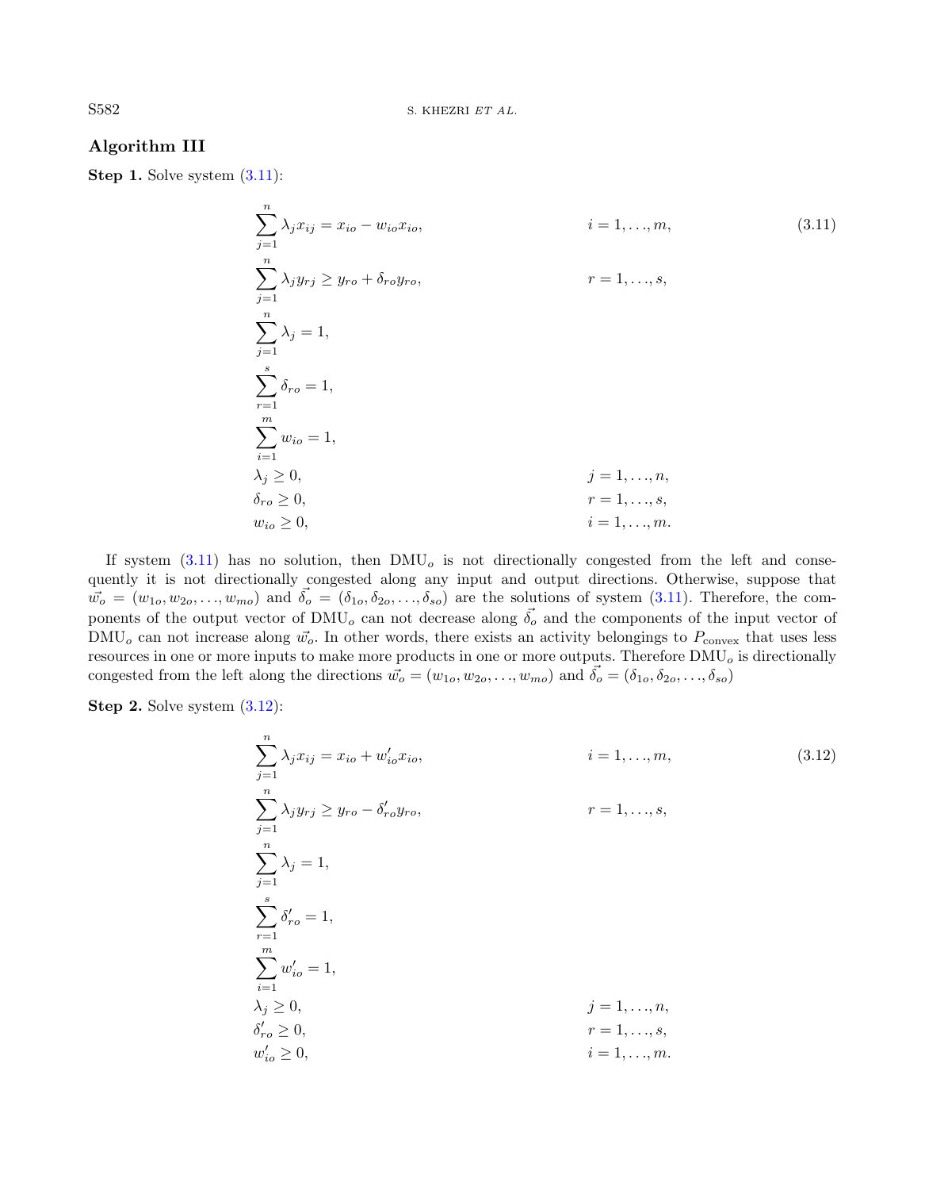**Algorithm III**

**Step 1.** Solve system (3.11):

$$
\begin{aligned}
&\sum_{j=1}^{n} \lambda_j x_{ij} = x_{io} - w_{io} x_{io}, && i = 1,\ldots,m, \\
&\sum_{j=1}^{n} \lambda_j y_{rj} \geq y_{ro} + \delta_{ro} y_{ro}, && r = 1,\ldots,s, \\
&\sum_{j=1}^{n} \lambda_j = 1, && \\
&\sum_{r=1}^{s} \delta_{ro} = 1, && \\
&\sum_{i=1}^{m} w_{io} = 1, && \\
&\lambda_j \geq 0, && j = 1,\ldots,n, \\
&\delta_{ro} \geq 0, && r = 1,\ldots,s, \\
&w_{io} \geq 0, && i = 1,\ldots,m.
\end{aligned}
\tag{3.11}
$$

If system (3.11) has no solution, then $\text{DMU}_o$ is not directionally congested from the left and consequently it is not directionally congested along any input and output directions. Otherwise, suppose that $\vec{w_o} = (w_{1o}, w_{2o}, \ldots, w_{mo})$ and $\vec{\delta_o} = (\delta_{1o}, \delta_{2o}, \ldots, \delta_{so})$ are the solutions of system (3.11). Therefore, the components of the output vector of $\text{DMU}_o$ can not decrease along $\vec{\delta_o}$ and the components of the input vector of $\text{DMU}_o$ can not increase along $\vec{w_o}$. In other words, there exists an activity belongings to $P_{\text{convex}}$ that uses less resources in one or more inputs to make more products in one or more outputs. Therefore $\text{DMU}_o$ is directionally congested from the left along the directions $\vec{w_o} = (w_{1o}, w_{2o}, \ldots, w_{mo})$ and $\vec{\delta_o} = (\delta_{1o}, \delta_{2o}, \ldots, \delta_{so})$

**Step 2.** Solve system (3.12):

$$
\begin{aligned}
&\sum_{j=1}^{n} \lambda_j x_{ij} = x_{io} + w'_{io} x_{io}, && i = 1,\ldots,m, \\
&\sum_{j=1}^{n} \lambda_j y_{rj} \geq y_{ro} - \delta'_{ro} y_{ro}, && r = 1,\ldots,s, \\
&\sum_{j=1}^{n} \lambda_j = 1, && \\
&\sum_{r=1}^{s} \delta'_{ro} = 1, && \\
&\sum_{i=1}^{m} w'_{io} = 1, && \\
&\lambda_j \geq 0, && j = 1,\ldots,n, \\
&\delta'_{ro} \geq 0, && r = 1,\ldots,s, \\
&w'_{io} \geq 0, && i = 1,\ldots,m.
\end{aligned}
\tag{3.12}
$$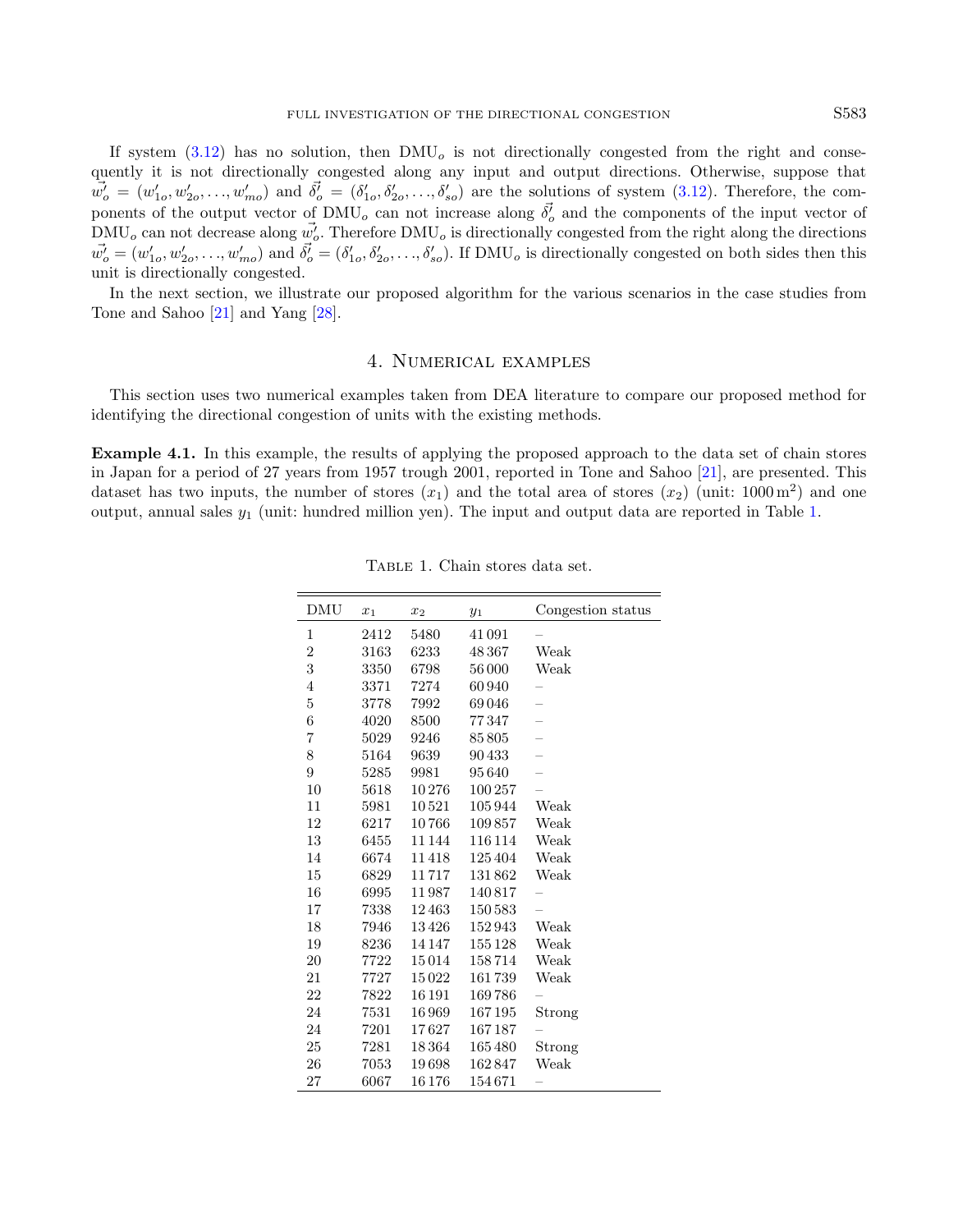If system (3.12) has no solution, then $\text{DMU}_o$ is not directionally congested from the right and consequently it is not directionally congested along any input and output directions. Otherwise, suppose that $\vec{w'_o} = (w'_{1o}, w'_{2o}, \ldots, w'_{mo})$ and $\vec{\delta'_o} = (\delta'_{1o}, \delta'_{2o}, \ldots, \delta'_{so})$ are the solutions of system (3.12). Therefore, the components of the output vector of $\text{DMU}_o$ can not increase along $\vec{\delta'_o}$ and the components of the input vector of $\text{DMU}_o$ can not decrease along $\vec{w'_o}$. Therefore $\text{DMU}_o$ is directionally congested from the right along the directions $\vec{w'_o} = (w'_{1o}, w'_{2o}, \ldots, w'_{mo})$ and $\vec{\delta'_o} = (\delta'_{1o}, \delta'_{2o}, \ldots, \delta'_{so})$. If $\text{DMU}_o$ is directionally congested on both sides then this unit is directionally congested.

In the next section, we illustrate our proposed algorithm for the various scenarios in the case studies from Tone and Sahoo [21] and Yang [28].

## 4. Numerical examples

This section uses two numerical examples taken from DEA literature to compare our proposed method for identifying the directional congestion of units with the existing methods.

**Example 4.1.** In this example, the results of applying the proposed approach to the data set of chain stores in Japan for a period of 27 years from 1957 trough 2001, reported in Tone and Sahoo [21], are presented. This dataset has two inputs, the number of stores ($x_1$) and the total area of stores ($x_2$) (unit: $1000\,\text{m}^2$) and one output, annual sales $y_1$ (unit: hundred million yen). The input and output data are reported in Table 1.

Table 1. Chain stores data set.

| DMU | $x_1$ | $x_2$ | $y_1$ | Congestion status |
|---|---|---|---|---|
| 1 | 2412 | 5480 | 41 091 | – |
| 2 | 3163 | 6233 | 48 367 | Weak |
| 3 | 3350 | 6798 | 56 000 | Weak |
| 4 | 3371 | 7274 | 60 940 | – |
| 5 | 3778 | 7992 | 69 046 | – |
| 6 | 4020 | 8500 | 77 347 | – |
| 7 | 5029 | 9246 | 85 805 | – |
| 8 | 5164 | 9639 | 90 433 | – |
| 9 | 5285 | 9981 | 95 640 | – |
| 10 | 5618 | 10 276 | 100 257 | – |
| 11 | 5981 | 10 521 | 105 944 | Weak |
| 12 | 6217 | 10 766 | 109 857 | Weak |
| 13 | 6455 | 11 144 | 116 114 | Weak |
| 14 | 6674 | 11 418 | 125 404 | Weak |
| 15 | 6829 | 11 717 | 131 862 | Weak |
| 16 | 6995 | 11 987 | 140 817 | – |
| 17 | 7338 | 12 463 | 150 583 | – |
| 18 | 7946 | 13 426 | 152 943 | Weak |
| 19 | 8236 | 14 147 | 155 128 | Weak |
| 20 | 7722 | 15 014 | 158 714 | Weak |
| 21 | 7727 | 15 022 | 161 739 | Weak |
| 22 | 7822 | 16 191 | 169 786 | – |
| 24 | 7531 | 16 969 | 167 195 | Strong |
| 24 | 7201 | 17 627 | 167 187 | – |
| 25 | 7281 | 18 364 | 165 480 | Strong |
| 26 | 7053 | 19 698 | 162 847 | Weak |
| 27 | 6067 | 16 176 | 154 671 | – |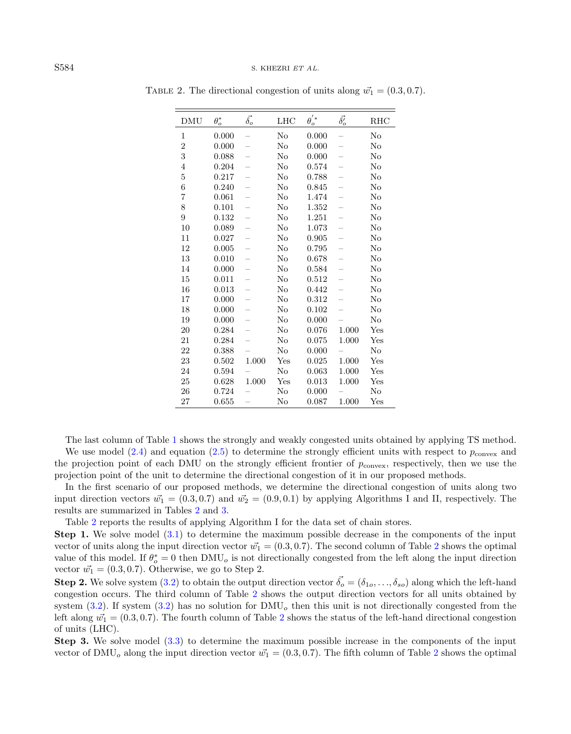TABLE 2. The directional congestion of units along $\vec{w_1} = (0.3, 0.7)$.

| DMU | $\theta_o^*$ | $\vec{\delta_o}$ | LHC | $\theta_o^{'*}$ | $\vec{\delta_o'}$ | RHC |
|---|---|---|---|---|---|---|
| 1 | 0.000 | – | No | 0.000 | – | No |
| 2 | 0.000 | – | No | 0.000 | – | No |
| 3 | 0.088 | – | No | 0.000 | – | No |
| 4 | 0.204 | – | No | 0.574 | – | No |
| 5 | 0.217 | – | No | 0.788 | – | No |
| 6 | 0.240 | – | No | 0.845 | – | No |
| 7 | 0.061 | – | No | 1.474 | – | No |
| 8 | 0.101 | – | No | 1.352 | – | No |
| 9 | 0.132 | – | No | 1.251 | – | No |
| 10 | 0.089 | – | No | 1.073 | – | No |
| 11 | 0.027 | – | No | 0.905 | – | No |
| 12 | 0.005 | – | No | 0.795 | – | No |
| 13 | 0.010 | – | No | 0.678 | – | No |
| 14 | 0.000 | – | No | 0.584 | – | No |
| 15 | 0.011 | – | No | 0.512 | – | No |
| 16 | 0.013 | – | No | 0.442 | – | No |
| 17 | 0.000 | – | No | 0.312 | – | No |
| 18 | 0.000 | – | No | 0.102 | – | No |
| 19 | 0.000 | – | No | 0.000 | – | No |
| 20 | 0.284 | – | No | 0.076 | 1.000 | Yes |
| 21 | 0.284 | – | No | 0.075 | 1.000 | Yes |
| 22 | 0.388 | – | No | 0.000 | – | No |
| 23 | 0.502 | 1.000 | Yes | 0.025 | 1.000 | Yes |
| 24 | 0.594 | – | No | 0.063 | 1.000 | Yes |
| 25 | 0.628 | 1.000 | Yes | 0.013 | 1.000 | Yes |
| 26 | 0.724 | – | No | 0.000 | – | No |
| 27 | 0.655 | – | No | 0.087 | 1.000 | Yes |

The last column of Table 1 shows the strongly and weakly congested units obtained by applying TS method.

We use model (2.4) and equation (2.5) to determine the strongly efficient units with respect to $p_{\text{convex}}$ and the projection point of each DMU on the strongly efficient frontier of $p_{\text{convex}}$, respectively, then we use the projection point of the unit to determine the directional congestion of it in our proposed methods.

In the first scenario of our proposed methods, we determine the directional congestion of units along two input direction vectors $\vec{w_1} = (0.3, 0.7)$ and $\vec{w_2} = (0.9, 0.1)$ by applying Algorithms I and II, respectively. The results are summarized in Tables 2 and 3.

Table 2 reports the results of applying Algorithm I for the data set of chain stores.

**Step 1.** We solve model (3.1) to determine the maximum possible decrease in the components of the input vector of units along the input direction vector $\vec{w_1} = (0.3, 0.7)$. The second column of Table 2 shows the optimal value of this model. If $\theta_o^* = 0$ then $\text{DMU}_o$ is not directionally congested from the left along the input direction vector $\vec{w_1} = (0.3, 0.7)$. Otherwise, we go to Step 2.

**Step 2.** We solve system (3.2) to obtain the output direction vector $\vec{\delta_o} = (\delta_{1o}, \ldots, \delta_{so})$ along which the left-hand congestion occurs. The third column of Table 2 shows the output direction vectors for all units obtained by system (3.2). If system (3.2) has no solution for $\text{DMU}_o$ then this unit is not directionally congested from the left along $\vec{w_1} = (0.3, 0.7)$. The fourth column of Table 2 shows the status of the left-hand directional congestion of units (LHC).

**Step 3.** We solve model (3.3) to determine the maximum possible increase in the components of the input vector of $\text{DMU}_o$ along the input direction vector $\vec{w_1} = (0.3, 0.7)$. The fifth column of Table 2 shows the optimal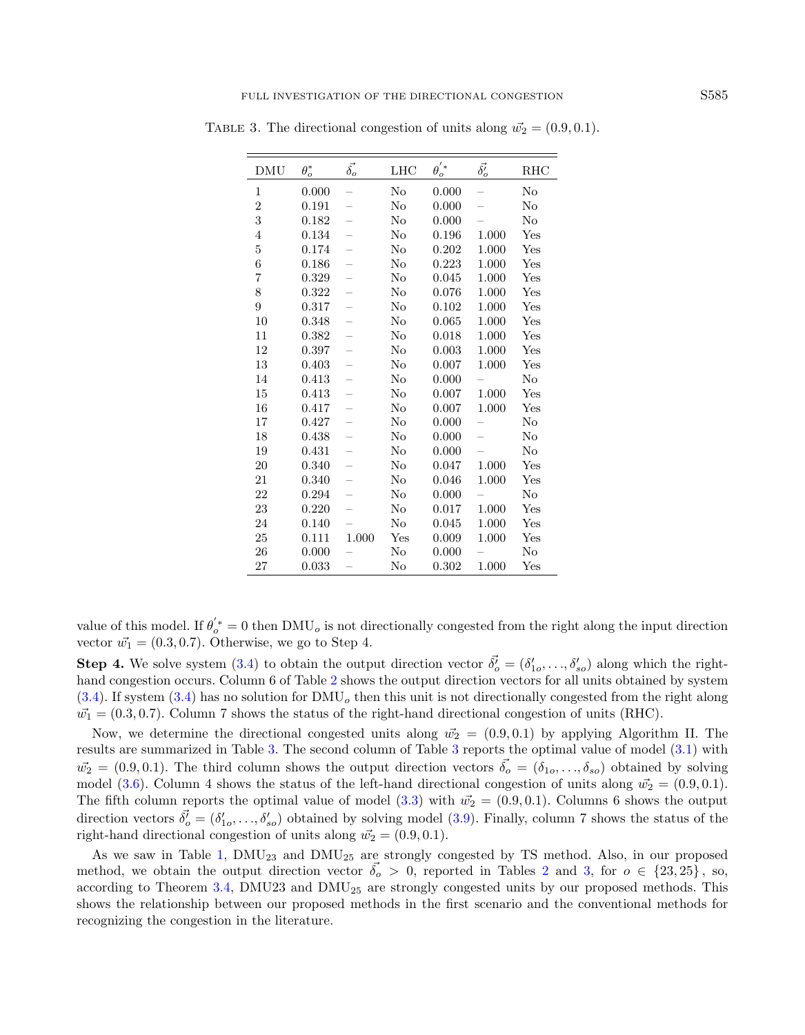TABLE 3. The directional congestion of units along $\vec{w_2} = (0.9, 0.1)$.

| DMU | $\theta_o^*$ | $\vec{\delta_o}$ | LHC | $\theta_o^{'*}$ | $\vec{\delta_o'}$ | RHC |
|---|---|---|---|---|---|---|
| 1 | 0.000 | – | No | 0.000 | – | No |
| 2 | 0.191 | – | No | 0.000 | – | No |
| 3 | 0.182 | – | No | 0.000 | – | No |
| 4 | 0.134 | – | No | 0.196 | 1.000 | Yes |
| 5 | 0.174 | – | No | 0.202 | 1.000 | Yes |
| 6 | 0.186 | – | No | 0.223 | 1.000 | Yes |
| 7 | 0.329 | – | No | 0.045 | 1.000 | Yes |
| 8 | 0.322 | – | No | 0.076 | 1.000 | Yes |
| 9 | 0.317 | – | No | 0.102 | 1.000 | Yes |
| 10 | 0.348 | – | No | 0.065 | 1.000 | Yes |
| 11 | 0.382 | – | No | 0.018 | 1.000 | Yes |
| 12 | 0.397 | – | No | 0.003 | 1.000 | Yes |
| 13 | 0.403 | – | No | 0.007 | 1.000 | Yes |
| 14 | 0.413 | – | No | 0.000 | – | No |
| 15 | 0.413 | – | No | 0.007 | 1.000 | Yes |
| 16 | 0.417 | – | No | 0.007 | 1.000 | Yes |
| 17 | 0.427 | – | No | 0.000 | – | No |
| 18 | 0.438 | – | No | 0.000 | – | No |
| 19 | 0.431 | – | No | 0.000 | – | No |
| 20 | 0.340 | – | No | 0.047 | 1.000 | Yes |
| 21 | 0.340 | – | No | 0.046 | 1.000 | Yes |
| 22 | 0.294 | – | No | 0.000 | – | No |
| 23 | 0.220 | – | No | 0.017 | 1.000 | Yes |
| 24 | 0.140 | – | No | 0.045 | 1.000 | Yes |
| 25 | 0.111 | 1.000 | Yes | 0.009 | 1.000 | Yes |
| 26 | 0.000 | – | No | 0.000 | – | No |
| 27 | 0.033 | – | No | 0.302 | 1.000 | Yes |

value of this model. If $\theta_o^{'*} = 0$ then $\text{DMU}_o$ is not directionally congested from the right along the input direction vector $\vec{w_1} = (0.3, 0.7)$. Otherwise, we go to Step 4.

**Step 4.** We solve system (3.4) to obtain the output direction vector $\vec{\delta_o'} = (\delta'_{1o}, \ldots, \delta'_{so})$ along which the right-hand congestion occurs. Column 6 of Table 2 shows the output direction vectors for all units obtained by system (3.4). If system (3.4) has no solution for $\text{DMU}_o$ then this unit is not directionally congested from the right along $\vec{w_1} = (0.3, 0.7)$. Column 7 shows the status of the right-hand directional congestion of units (RHC).

Now, we determine the directional congested units along $\vec{w_2} = (0.9, 0.1)$ by applying Algorithm II. The results are summarized in Table 3. The second column of Table 3 reports the optimal value of model (3.1) with $\vec{w_2} = (0.9, 0.1)$. The third column shows the output direction vectors $\vec{\delta_o} = (\delta_{1o}, \ldots, \delta_{so})$ obtained by solving model (3.6). Column 4 shows the status of the left-hand directional congestion of units along $\vec{w_2} = (0.9, 0.1)$. The fifth column reports the optimal value of model (3.3) with $\vec{w_2} = (0.9, 0.1)$. Columns 6 shows the output direction vectors $\vec{\delta_o'} = (\delta'_{1o}, \ldots, \delta'_{so})$ obtained by solving model (3.9). Finally, column 7 shows the status of the right-hand directional congestion of units along $\vec{w_2} = (0.9, 0.1)$.

As we saw in Table 1, $\text{DMU}_{23}$ and $\text{DMU}_{25}$ are strongly congested by TS method. Also, in our proposed method, we obtain the output direction vector $\vec{\delta_o} > 0$, reported in Tables 2 and 3, for $o \in \{23, 25\}$, so, according to Theorem 3.4, DMU23 and $\text{DMU}_{25}$ are strongly congested units by our proposed methods. This shows the relationship between our proposed methods in the first scenario and the conventional methods for recognizing the congestion in the literature.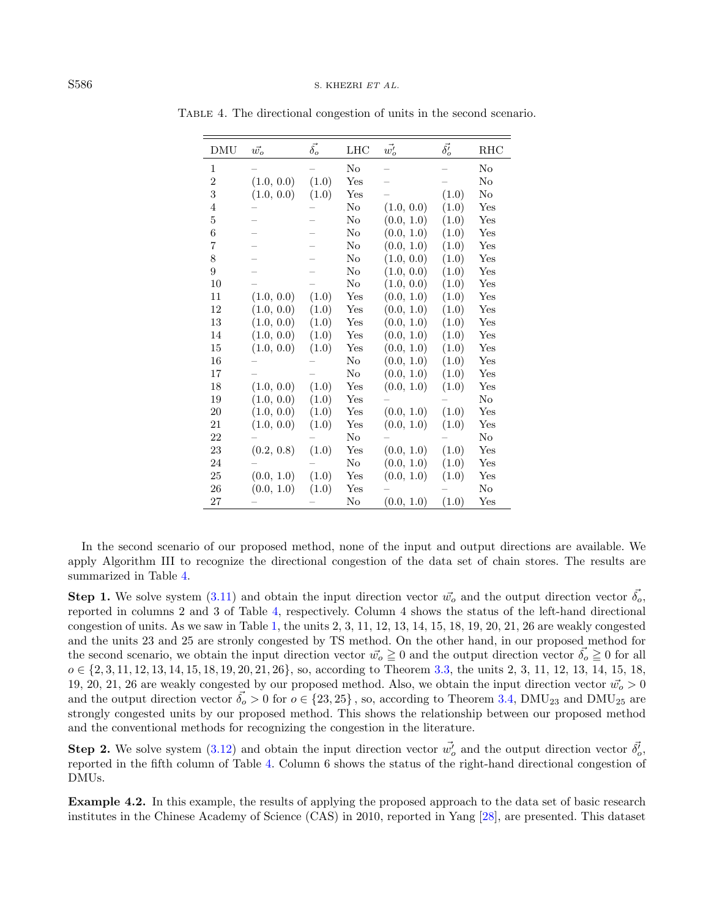Table 4. The directional congestion of units in the second scenario.

| DMU | $\vec{w_o}$ | $\vec{\delta_o}$ | LHC | $\vec{w'_o}$ | $\vec{\delta'_o}$ | RHC |
|---|---|---|---|---|---|---|
| 1 | – | – | No | – | – | No |
| 2 | (1.0, 0.0) | (1.0) | Yes | – | – | No |
| 3 | (1.0, 0.0) | (1.0) | Yes | – | (1.0) | No |
| 4 | – | – | No | (1.0, 0.0) | (1.0) | Yes |
| 5 | – | – | No | (0.0, 1.0) | (1.0) | Yes |
| 6 | – | – | No | (0.0, 1.0) | (1.0) | Yes |
| 7 | – | – | No | (0.0, 1.0) | (1.0) | Yes |
| 8 | – | – | No | (1.0, 0.0) | (1.0) | Yes |
| 9 | – | – | No | (1.0, 0.0) | (1.0) | Yes |
| 10 | – | – | No | (1.0, 0.0) | (1.0) | Yes |
| 11 | (1.0, 0.0) | (1.0) | Yes | (0.0, 1.0) | (1.0) | Yes |
| 12 | (1.0, 0.0) | (1.0) | Yes | (0.0, 1.0) | (1.0) | Yes |
| 13 | (1.0, 0.0) | (1.0) | Yes | (0.0, 1.0) | (1.0) | Yes |
| 14 | (1.0, 0.0) | (1.0) | Yes | (0.0, 1.0) | (1.0) | Yes |
| 15 | (1.0, 0.0) | (1.0) | Yes | (0.0, 1.0) | (1.0) | Yes |
| 16 | – | – | No | (0.0, 1.0) | (1.0) | Yes |
| 17 | – | – | No | (0.0, 1.0) | (1.0) | Yes |
| 18 | (1.0, 0.0) | (1.0) | Yes | (0.0, 1.0) | (1.0) | Yes |
| 19 | (1.0, 0.0) | (1.0) | Yes | – | – | No |
| 20 | (1.0, 0.0) | (1.0) | Yes | (0.0, 1.0) | (1.0) | Yes |
| 21 | (1.0, 0.0) | (1.0) | Yes | (0.0, 1.0) | (1.0) | Yes |
| 22 | – | – | No | – | – | No |
| 23 | (0.2, 0.8) | (1.0) | Yes | (0.0, 1.0) | (1.0) | Yes |
| 24 | – | – | No | (0.0, 1.0) | (1.0) | Yes |
| 25 | (0.0, 1.0) | (1.0) | Yes | (0.0, 1.0) | (1.0) | Yes |
| 26 | (0.0, 1.0) | (1.0) | Yes | – | – | No |
| 27 | – | – | No | (0.0, 1.0) | (1.0) | Yes |

In the second scenario of our proposed method, none of the input and output directions are available. We apply Algorithm III to recognize the directional congestion of the data set of chain stores. The results are summarized in Table 4.

**Step 1.** We solve system (3.11) and obtain the input direction vector $\vec{w_o}$ and the output direction vector $\vec{\delta_o}$, reported in columns 2 and 3 of Table 4, respectively. Column 4 shows the status of the left-hand directional congestion of units. As we saw in Table 1, the units 2, 3, 11, 12, 13, 14, 15, 18, 19, 20, 21, 26 are weakly congested and the units 23 and 25 are stronly congested by TS method. On the other hand, in our proposed method for the second scenario, we obtain the input direction vector $\vec{w_o} \geqq 0$ and the output direction vector $\vec{\delta_o} \geqq 0$ for all $o \in \{2, 3, 11, 12, 13, 14, 15, 18, 19, 20, 21, 26\}$, so, according to Theorem 3.3, the units 2, 3, 11, 12, 13, 14, 15, 18, 19, 20, 21, 26 are weakly congested by our proposed method. Also, we obtain the input direction vector $\vec{w_o} > 0$ and the output direction vector $\vec{\delta_o} > 0$ for $o \in \{23, 25\}$ , so, according to Theorem 3.4, $\text{DMU}_{23}$ and $\text{DMU}_{25}$ are strongly congested units by our proposed method. This shows the relationship between our proposed method and the conventional methods for recognizing the congestion in the literature.

**Step 2.** We solve system (3.12) and obtain the input direction vector $\vec{w'_o}$ and the output direction vector $\vec{\delta'_o}$, reported in the fifth column of Table 4. Column 6 shows the status of the right-hand directional congestion of DMUs.

**Example 4.2.** In this example, the results of applying the proposed approach to the data set of basic research institutes in the Chinese Academy of Science (CAS) in 2010, reported in Yang [28], are presented. This dataset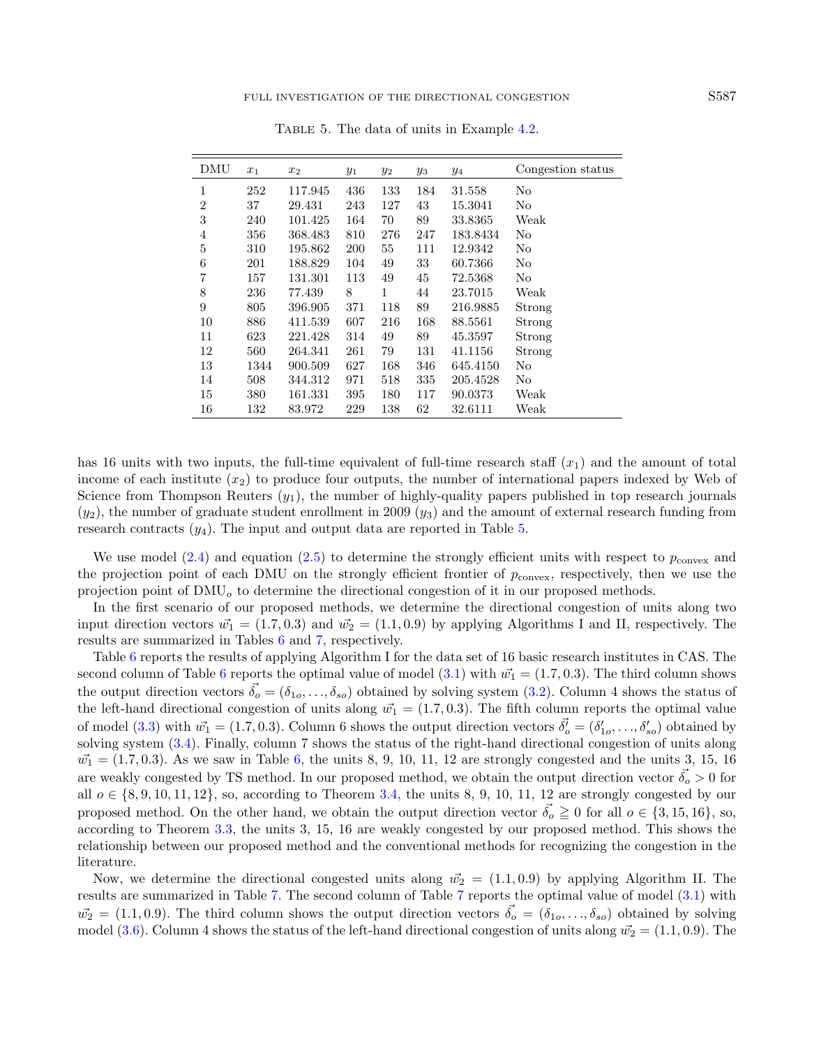Table 5. The data of units in Example 4.2.

| DMU | $x_1$ | $x_2$ | $y_1$ | $y_2$ | $y_3$ | $y_4$ | Congestion status |
|---|---|---|---|---|---|---|---|
| 1 | 252 | 117.945 | 436 | 133 | 184 | 31.558 | No |
| 2 | 37 | 29.431 | 243 | 127 | 43 | 15.3041 | No |
| 3 | 240 | 101.425 | 164 | 70 | 89 | 33.8365 | Weak |
| 4 | 356 | 368.483 | 810 | 276 | 247 | 183.8434 | No |
| 5 | 310 | 195.862 | 200 | 55 | 111 | 12.9342 | No |
| 6 | 201 | 188.829 | 104 | 49 | 33 | 60.7366 | No |
| 7 | 157 | 131.301 | 113 | 49 | 45 | 72.5368 | No |
| 8 | 236 | 77.439 | 8 | 1 | 44 | 23.7015 | Weak |
| 9 | 805 | 396.905 | 371 | 118 | 89 | 216.9885 | Strong |
| 10 | 886 | 411.539 | 607 | 216 | 168 | 88.5561 | Strong |
| 11 | 623 | 221.428 | 314 | 49 | 89 | 45.3597 | Strong |
| 12 | 560 | 264.341 | 261 | 79 | 131 | 41.1156 | Strong |
| 13 | 1344 | 900.509 | 627 | 168 | 346 | 645.4150 | No |
| 14 | 508 | 344.312 | 971 | 518 | 335 | 205.4528 | No |
| 15 | 380 | 161.331 | 395 | 180 | 117 | 90.0373 | Weak |
| 16 | 132 | 83.972 | 229 | 138 | 62 | 32.6111 | Weak |

has 16 units with two inputs, the full-time equivalent of full-time research staff ($x_1$) and the amount of total income of each institute ($x_2$) to produce four outputs, the number of international papers indexed by Web of Science from Thompson Reuters ($y_1$), the number of highly-quality papers published in top research journals ($y_2$), the number of graduate student enrollment in 2009 ($y_3$) and the amount of external research funding from research contracts ($y_4$). The input and output data are reported in Table 5.

We use model (2.4) and equation (2.5) to determine the strongly efficient units with respect to $p_{\text{convex}}$ and the projection point of each DMU on the strongly efficient frontier of $p_{\text{convex}}$, respectively, then we use the projection point of $\text{DMU}_o$ to determine the directional congestion of it in our proposed methods.

In the first scenario of our proposed methods, we determine the directional congestion of units along two input direction vectors $\vec{w_1} = (1.7, 0.3)$ and $\vec{w_2} = (1.1, 0.9)$ by applying Algorithms I and II, respectively. The results are summarized in Tables 6 and 7, respectively.

Table 6 reports the results of applying Algorithm I for the data set of 16 basic research institutes in CAS. The second column of Table 6 reports the optimal value of model (3.1) with $\vec{w_1} = (1.7, 0.3)$. The third column shows the output direction vectors $\vec{\delta_o} = (\delta_{1o}, \ldots, \delta_{so})$ obtained by solving system (3.2). Column 4 shows the status of the left-hand directional congestion of units along $\vec{w_1} = (1.7, 0.3)$. The fifth column reports the optimal value of model (3.3) with $\vec{w_1} = (1.7, 0.3)$. Column 6 shows the output direction vectors $\vec{\delta'_o} = (\delta'_{1o}, \ldots, \delta'_{so})$ obtained by solving system (3.4). Finally, column 7 shows the status of the right-hand directional congestion of units along $\vec{w_1} = (1.7, 0.3)$. As we saw in Table 6, the units 8, 9, 10, 11, 12 are strongly congested and the units 3, 15, 16 are weakly congested by TS method. In our proposed method, we obtain the output direction vector $\vec{\delta_o} > 0$ for all $o \in \{8, 9, 10, 11, 12\}$, so, according to Theorem 3.4, the units 8, 9, 10, 11, 12 are strongly congested by our proposed method. On the other hand, we obtain the output direction vector $\vec{\delta_o} \geqq 0$ for all $o \in \{3, 15, 16\}$, so, according to Theorem 3.3, the units 3, 15, 16 are weakly congested by our proposed method. This shows the relationship between our proposed method and the conventional methods for recognizing the congestion in the literature.

Now, we determine the directional congested units along $\vec{w_2} = (1.1, 0.9)$ by applying Algorithm II. The results are summarized in Table 7. The second column of Table 7 reports the optimal value of model (3.1) with $\vec{w_2} = (1.1, 0.9)$. The third column shows the output direction vectors $\vec{\delta_o} = (\delta_{1o}, \ldots, \delta_{so})$ obtained by solving model (3.6). Column 4 shows the status of the left-hand directional congestion of units along $\vec{w_2} = (1.1, 0.9)$. The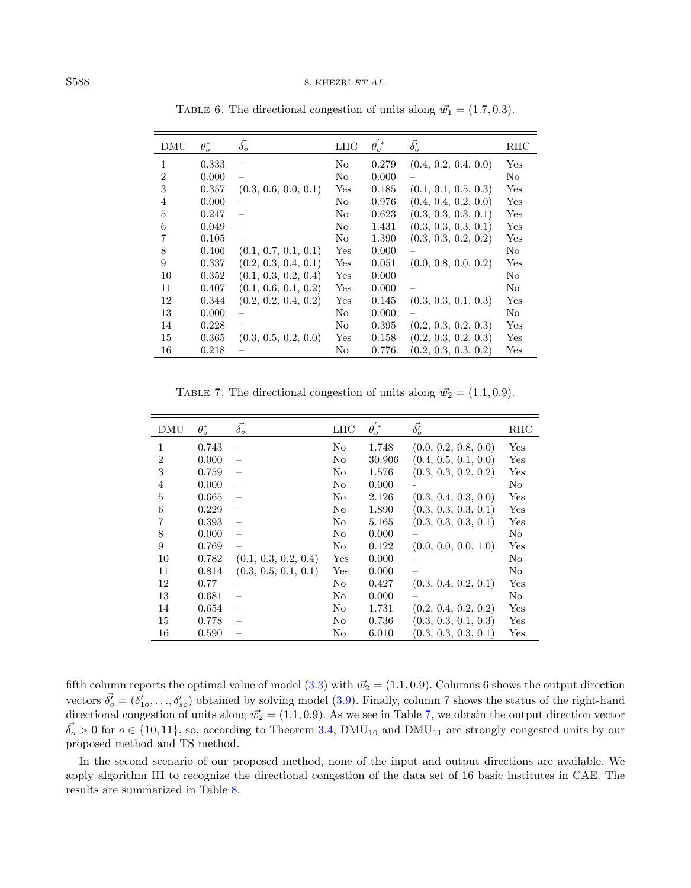Table 6. The directional congestion of units along $\vec{w_1} = (1.7, 0.3)$.

| DMU | $\theta_o^*$ | $\vec{\delta_o}$ | LHC | $\theta_o^{'*}$ | $\vec{\delta_o'}$ | RHC |
|---|---|---|---|---|---|---|
| 1 | 0.333 | – | No | 0.279 | (0.4, 0.2, 0.4, 0.0) | Yes |
| 2 | 0.000 | – | No | 0.000 | – | No |
| 3 | 0.357 | (0.3, 0.6, 0.0, 0.1) | Yes | 0.185 | (0.1, 0.1, 0.5, 0.3) | Yes |
| 4 | 0.000 | – | No | 0.976 | (0.4, 0.4, 0.2, 0.0) | Yes |
| 5 | 0.247 | – | No | 0.623 | (0.3, 0.3, 0.3, 0.1) | Yes |
| 6 | 0.049 | – | No | 1.431 | (0.3, 0.3, 0.3, 0.1) | Yes |
| 7 | 0.105 | – | No | 1.390 | (0.3, 0.3, 0.2, 0.2) | Yes |
| 8 | 0.406 | (0.1, 0.7, 0.1, 0.1) | Yes | 0.000 | – | No |
| 9 | 0.337 | (0.2, 0.3, 0.4, 0.1) | Yes | 0.051 | (0.0, 0.8, 0.0, 0.2) | Yes |
| 10 | 0.352 | (0.1, 0.3, 0.2, 0.4) | Yes | 0.000 | – | No |
| 11 | 0.407 | (0.1, 0.6, 0.1, 0.2) | Yes | 0.000 | – | No |
| 12 | 0.344 | (0.2, 0.2, 0.4, 0.2) | Yes | 0.145 | (0.3, 0.3, 0.1, 0.3) | Yes |
| 13 | 0.000 | – | No | 0.000 | – | No |
| 14 | 0.228 | – | No | 0.395 | (0.2, 0.3, 0.2, 0.3) | Yes |
| 15 | 0.365 | (0.3, 0.5, 0.2, 0.0) | Yes | 0.158 | (0.2, 0.3, 0.2, 0.3) | Yes |
| 16 | 0.218 | – | No | 0.776 | (0.2, 0.3, 0.3, 0.2) | Yes |

Table 7. The directional congestion of units along $\vec{w_2} = (1.1, 0.9)$.

| DMU | $\theta_o^*$ | $\vec{\delta_o}$ | LHC | $\theta_o^{'*}$ | $\vec{\delta_o'}$ | RHC |
|---|---|---|---|---|---|---|
| 1 | 0.743 | – | No | 1.748 | (0.0, 0.2, 0.8, 0.0) | Yes |
| 2 | 0.000 | – | No | 30.906 | (0.4, 0.5, 0.1, 0.0) | Yes |
| 3 | 0.759 | – | No | 1.576 | (0.3, 0.3, 0.2, 0.2) | Yes |
| 4 | 0.000 | – | No | 0.000 | - | No |
| 5 | 0.665 | – | No | 2.126 | (0.3, 0.4, 0.3, 0.0) | Yes |
| 6 | 0.229 | – | No | 1.890 | (0.3, 0.3, 0.3, 0.1) | Yes |
| 7 | 0.393 | – | No | 5.165 | (0.3, 0.3, 0.3, 0.1) | Yes |
| 8 | 0.000 | – | No | 0.000 | – | No |
| 9 | 0.769 | – | No | 0.122 | (0.0, 0.0, 0.0, 1.0) | Yes |
| 10 | 0.782 | (0.1, 0.3, 0.2, 0.4) | Yes | 0.000 | – | No |
| 11 | 0.814 | (0.3, 0.5, 0.1, 0.1) | Yes | 0.000 | – | No |
| 12 | 0.77 | – | No | 0.427 | (0.3, 0.4, 0.2, 0.1) | Yes |
| 13 | 0.681 | – | No | 0.000 | – | No |
| 14 | 0.654 | – | No | 1.731 | (0.2, 0.4, 0.2, 0.2) | Yes |
| 15 | 0.778 | – | No | 0.736 | (0.3, 0.3, 0.1, 0.3) | Yes |
| 16 | 0.590 | – | No | 6.010 | (0.3, 0.3, 0.3, 0.1) | Yes |

fifth column reports the optimal value of model (3.3) with $\vec{w_2} = (1.1, 0.9)$. Columns 6 shows the output direction vectors $\vec{\delta_o'} = (\delta'_{1o}, \ldots, \delta'_{so})$ obtained by solving model (3.9). Finally, column 7 shows the status of the right-hand directional congestion of units along $\vec{w_2} = (1.1, 0.9)$. As we see in Table 7, we obtain the output direction vector $\vec{\delta_o} > 0$ for $o \in \{10, 11\}$, so, according to Theorem 3.4, $\text{DMU}_{10}$ and $\text{DMU}_{11}$ are strongly congested units by our proposed method and TS method.

In the second scenario of our proposed method, none of the input and output directions are available. We apply algorithm III to recognize the directional congestion of the data set of 16 basic institutes in CAE. The results are summarized in Table 8.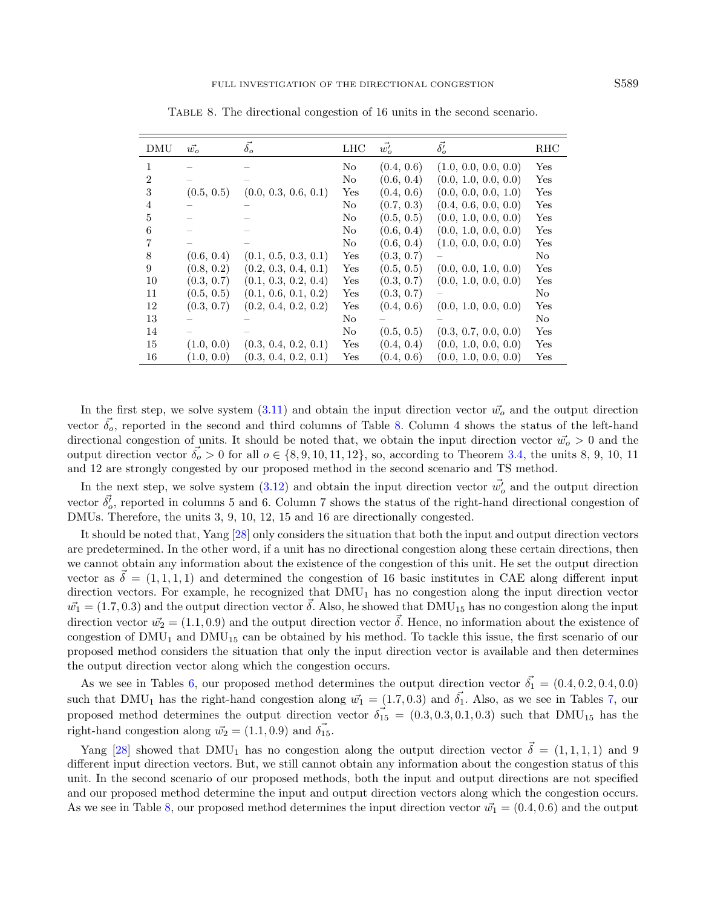Table 8. The directional congestion of 16 units in the second scenario.

| DMU | $\vec{w_o}$ | $\vec{\delta_o}$ | LHC | $\vec{w'_o}$ | $\vec{\delta'_o}$ | RHC |
|---|---|---|---|---|---|---|
| 1 | – | – | No | (0.4, 0.6) | (1.0, 0.0, 0.0, 0.0) | Yes |
| 2 | – | – | No | (0.6, 0.4) | (0.0, 1.0, 0.0, 0.0) | Yes |
| 3 | (0.5, 0.5) | (0.0, 0.3, 0.6, 0.1) | Yes | (0.4, 0.6) | (0.0, 0.0, 0.0, 1.0) | Yes |
| 4 | – | – | No | (0.7, 0.3) | (0.4, 0.6, 0.0, 0.0) | Yes |
| 5 | – | – | No | (0.5, 0.5) | (0.0, 1.0, 0.0, 0.0) | Yes |
| 6 | – | – | No | (0.6, 0.4) | (0.0, 1.0, 0.0, 0.0) | Yes |
| 7 | – | – | No | (0.6, 0.4) | (1.0, 0.0, 0.0, 0.0) | Yes |
| 8 | (0.6, 0.4) | (0.1, 0.5, 0.3, 0.1) | Yes | (0.3, 0.7) | – | No |
| 9 | (0.8, 0.2) | (0.2, 0.3, 0.4, 0.1) | Yes | (0.5, 0.5) | (0.0, 0.0, 1.0, 0.0) | Yes |
| 10 | (0.3, 0.7) | (0.1, 0.3, 0.2, 0.4) | Yes | (0.3, 0.7) | (0.0, 1.0, 0.0, 0.0) | Yes |
| 11 | (0.5, 0.5) | (0.1, 0.6, 0.1, 0.2) | Yes | (0.3, 0.7) | – | No |
| 12 | (0.3, 0.7) | (0.2, 0.4, 0.2, 0.2) | Yes | (0.4, 0.6) | (0.0, 1.0, 0.0, 0.0) | Yes |
| 13 | – | – | No | – | – | No |
| 14 | – | – | No | (0.5, 0.5) | (0.3, 0.7, 0.0, 0.0) | Yes |
| 15 | (1.0, 0.0) | (0.3, 0.4, 0.2, 0.1) | Yes | (0.4, 0.4) | (0.0, 1.0, 0.0, 0.0) | Yes |
| 16 | (1.0, 0.0) | (0.3, 0.4, 0.2, 0.1) | Yes | (0.4, 0.6) | (0.0, 1.0, 0.0, 0.0) | Yes |

In the first step, we solve system (3.11) and obtain the input direction vector $\vec{w_o}$ and the output direction vector $\vec{\delta_o}$, reported in the second and third columns of Table 8. Column 4 shows the status of the left-hand directional congestion of units. It should be noted that, we obtain the input direction vector $\vec{w_o} > 0$ and the output direction vector $\vec{\delta_o} > 0$ for all $o \in \{8, 9, 10, 11, 12\}$, so, according to Theorem 3.4, the units 8, 9, 10, 11 and 12 are strongly congested by our proposed method in the second scenario and TS method.

In the next step, we solve system (3.12) and obtain the input direction vector $\vec{w'_o}$ and the output direction vector $\vec{\delta'_o}$, reported in columns 5 and 6. Column 7 shows the status of the right-hand directional congestion of DMUs. Therefore, the units 3, 9, 10, 12, 15 and 16 are directionally congested.

It should be noted that, Yang [28] only considers the situation that both the input and output direction vectors are predetermined. In the other word, if a unit has no directional congestion along these certain directions, then we cannot obtain any information about the existence of the congestion of this unit. He set the output direction vector as $\vec{\delta} = (1, 1, 1, 1)$ and determined the congestion of 16 basic institutes in CAE along different input direction vectors. For example, he recognized that $\text{DMU}_1$ has no congestion along the input direction vector $\vec{w_1} = (1.7, 0.3)$ and the output direction vector $\vec{\delta}$. Also, he showed that $\text{DMU}_{15}$ has no congestion along the input direction vector $\vec{w_2} = (1.1, 0.9)$ and the output direction vector $\vec{\delta}$. Hence, no information about the existence of congestion of $\text{DMU}_1$ and $\text{DMU}_{15}$ can be obtained by his method. To tackle this issue, the first scenario of our proposed method considers the situation that only the input direction vector is available and then determines the output direction vector along which the congestion occurs.

As we see in Tables 6, our proposed method determines the output direction vector $\vec{\delta_1} = (0.4, 0.2, 0.4, 0.0)$ such that $\text{DMU}_1$ has the right-hand congestion along $\vec{w_1} = (1.7, 0.3)$ and $\vec{\delta_1}$. Also, as we see in Tables 7, our proposed method determines the output direction vector $\vec{\delta_{15}} = (0.3, 0.3, 0.1, 0.3)$ such that $\text{DMU}_{15}$ has the right-hand congestion along $\vec{w_2} = (1.1, 0.9)$ and $\vec{\delta_{15}}$.

Yang [28] showed that $\text{DMU}_1$ has no congestion along the output direction vector $\vec{\delta} = (1, 1, 1, 1)$ and 9 different input direction vectors. But, we still cannot obtain any information about the congestion status of this unit. In the second scenario of our proposed methods, both the input and output directions are not specified and our proposed method determine the input and output direction vectors along which the congestion occurs. As we see in Table 8, our proposed method determines the input direction vector $\vec{w_1} = (0.4, 0.6)$ and the output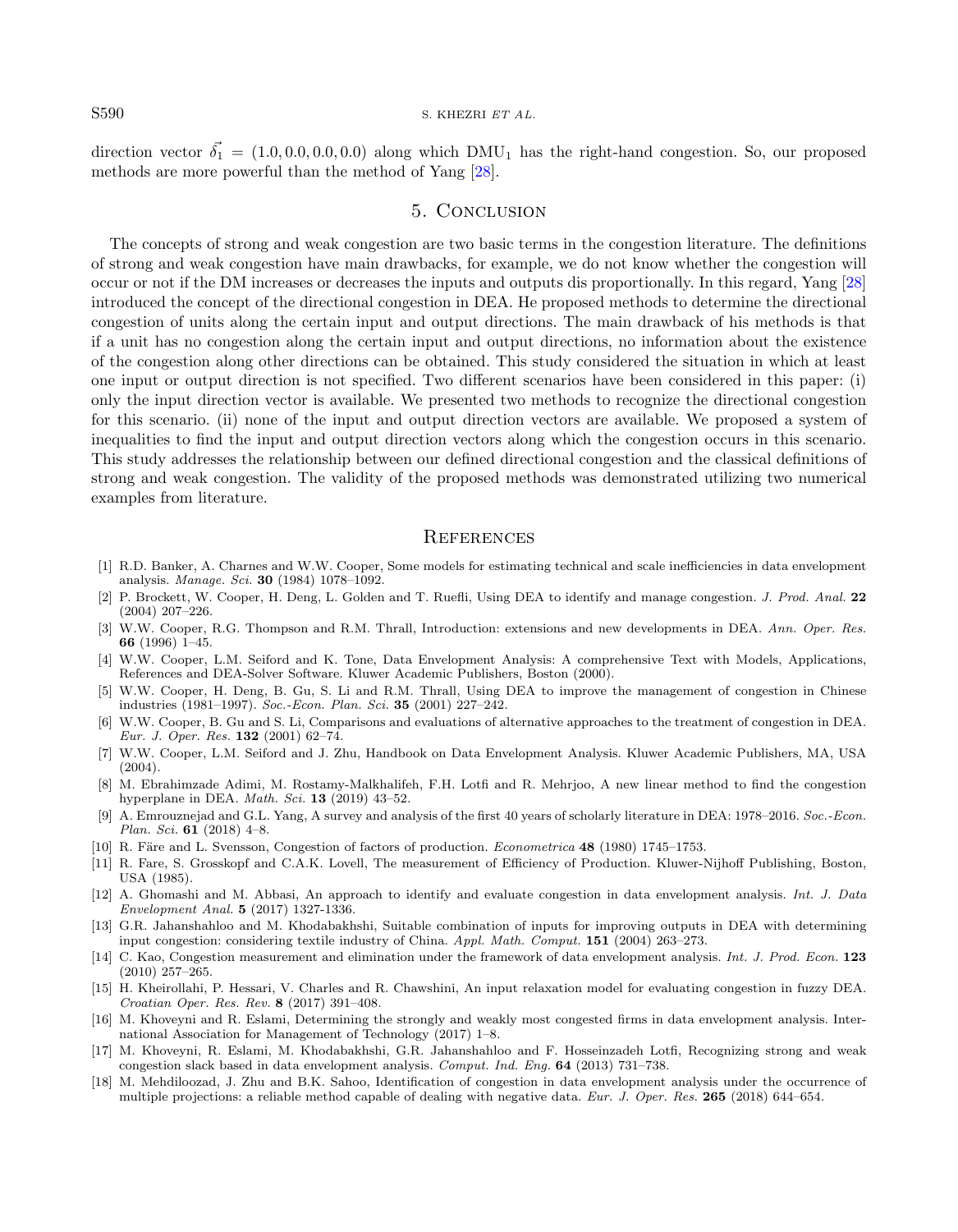direction vector $\vec{\delta_1} = (1.0, 0.0, 0.0, 0.0)$ along which $\text{DMU}_1$ has the right-hand congestion. So, our proposed methods are more powerful than the method of Yang [28].

## 5. Conclusion

The concepts of strong and weak congestion are two basic terms in the congestion literature. The definitions of strong and weak congestion have main drawbacks, for example, we do not know whether the congestion will occur or not if the DM increases or decreases the inputs and outputs dis proportionally. In this regard, Yang [28] introduced the concept of the directional congestion in DEA. He proposed methods to determine the directional congestion of units along the certain input and output directions. The main drawback of his methods is that if a unit has no congestion along the certain input and output directions, no information about the existence of the congestion along other directions can be obtained. This study considered the situation in which at least one input or output direction is not specified. Two different scenarios have been considered in this paper: (i) only the input direction vector is available. We presented two methods to recognize the directional congestion for this scenario. (ii) none of the input and output direction vectors are available. We proposed a system of inequalities to find the input and output direction vectors along which the congestion occurs in this scenario. This study addresses the relationship between our defined directional congestion and the classical definitions of strong and weak congestion. The validity of the proposed methods was demonstrated utilizing two numerical examples from literature.

## References

[1] R.D. Banker, A. Charnes and W.W. Cooper, Some models for estimating technical and scale inefficiencies in data envelopment analysis. *Manage. Sci.* **30** (1984) 1078–1092.

[2] P. Brockett, W. Cooper, H. Deng, L. Golden and T. Ruefli, Using DEA to identify and manage congestion. *J. Prod. Anal.* **22** (2004) 207–226.

[3] W.W. Cooper, R.G. Thompson and R.M. Thrall, Introduction: extensions and new developments in DEA. *Ann. Oper. Res.* **66** (1996) 1–45.

[4] W.W. Cooper, L.M. Seiford and K. Tone, Data Envelopment Analysis: A comprehensive Text with Models, Applications, References and DEA-Solver Software. Kluwer Academic Publishers, Boston (2000).

[5] W.W. Cooper, H. Deng, B. Gu, S. Li and R.M. Thrall, Using DEA to improve the management of congestion in Chinese industries (1981–1997). *Soc.-Econ. Plan. Sci.* **35** (2001) 227–242.

[6] W.W. Cooper, B. Gu and S. Li, Comparisons and evaluations of alternative approaches to the treatment of congestion in DEA. *Eur. J. Oper. Res.* **132** (2001) 62–74.

[7] W.W. Cooper, L.M. Seiford and J. Zhu, Handbook on Data Envelopment Analysis. Kluwer Academic Publishers, MA, USA (2004).

[8] M. Ebrahimzade Adimi, M. Rostamy-Malkhalifeh, F.H. Lotfi and R. Mehrjoo, A new linear method to find the congestion hyperplane in DEA. *Math. Sci.* **13** (2019) 43–52.

[9] A. Emrouznejad and G.L. Yang, A survey and analysis of the first 40 years of scholarly literature in DEA: 1978–2016. *Soc.-Econ. Plan. Sci.* **61** (2018) 4–8.

[10] R. Färe and L. Svensson, Congestion of factors of production. *Econometrica* **48** (1980) 1745–1753.

[11] R. Fare, S. Grosskopf and C.A.K. Lovell, The measurement of Efficiency of Production. Kluwer-Nijhoff Publishing, Boston, USA (1985).

[12] A. Ghomashi and M. Abbasi, An approach to identify and evaluate congestion in data envelopment analysis. *Int. J. Data Envelopment Anal.* **5** (2017) 1327-1336.

[13] G.R. Jahanshahloo and M. Khodabakhshi, Suitable combination of inputs for improving outputs in DEA with determining input congestion: considering textile industry of China. *Appl. Math. Comput.* **151** (2004) 263–273.

[14] C. Kao, Congestion measurement and elimination under the framework of data envelopment analysis. *Int. J. Prod. Econ.* **123** (2010) 257–265.

[15] H. Kheirollahi, P. Hessari, V. Charles and R. Chawshini, An input relaxation model for evaluating congestion in fuzzy DEA. *Croatian Oper. Res. Rev.* **8** (2017) 391–408.

[16] M. Khoveyni and R. Eslami, Determining the strongly and weakly most congested firms in data envelopment analysis. International Association for Management of Technology (2017) 1–8.

[17] M. Khoveyni, R. Eslami, M. Khodabakhshi, G.R. Jahanshahloo and F. Hosseinzadeh Lotfi, Recognizing strong and weak congestion slack based in data envelopment analysis. *Comput. Ind. Eng.* **64** (2013) 731–738.

[18] M. Mehdiloozad, J. Zhu and B.K. Sahoo, Identification of congestion in data envelopment analysis under the occurrence of multiple projections: a reliable method capable of dealing with negative data. *Eur. J. Oper. Res.* **265** (2018) 644–654.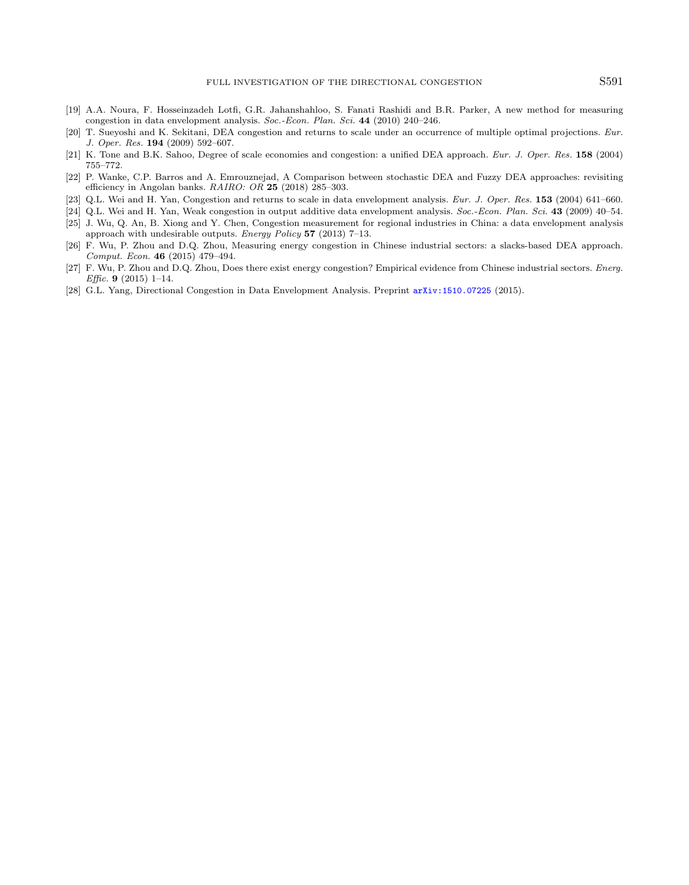[19] A.A. Noura, F. Hosseinzadeh Lotfi, G.R. Jahanshahloo, S. Fanati Rashidi and B.R. Parker, A new method for measuring congestion in data envelopment analysis. *Soc.-Econ. Plan. Sci.* **44** (2010) 240–246.

[20] T. Sueyoshi and K. Sekitani, DEA congestion and returns to scale under an occurrence of multiple optimal projections. *Eur. J. Oper. Res.* **194** (2009) 592–607.

[21] K. Tone and B.K. Sahoo, Degree of scale economies and congestion: a unified DEA approach. *Eur. J. Oper. Res.* **158** (2004) 755–772.

[22] P. Wanke, C.P. Barros and A. Emrouznejad, A Comparison between stochastic DEA and Fuzzy DEA approaches: revisiting efficiency in Angolan banks. *RAIRO: OR* **25** (2018) 285–303.

[23] Q.L. Wei and H. Yan, Congestion and returns to scale in data envelopment analysis. *Eur. J. Oper. Res.* **153** (2004) 641–660.

[24] Q.L. Wei and H. Yan, Weak congestion in output additive data envelopment analysis. *Soc.-Econ. Plan. Sci.* **43** (2009) 40–54.

[25] J. Wu, Q. An, B. Xiong and Y. Chen, Congestion measurement for regional industries in China: a data envelopment analysis approach with undesirable outputs. *Energy Policy* **57** (2013) 7–13.

[26] F. Wu, P. Zhou and D.Q. Zhou, Measuring energy congestion in Chinese industrial sectors: a slacks-based DEA approach. *Comput. Econ.* **46** (2015) 479–494.

[27] F. Wu, P. Zhou and D.Q. Zhou, Does there exist energy congestion? Empirical evidence from Chinese industrial sectors. *Energ. Effic.* **9** (2015) 1–14.

[28] G.L. Yang, Directional Congestion in Data Envelopment Analysis. Preprint arXiv:1510.07225 (2015).